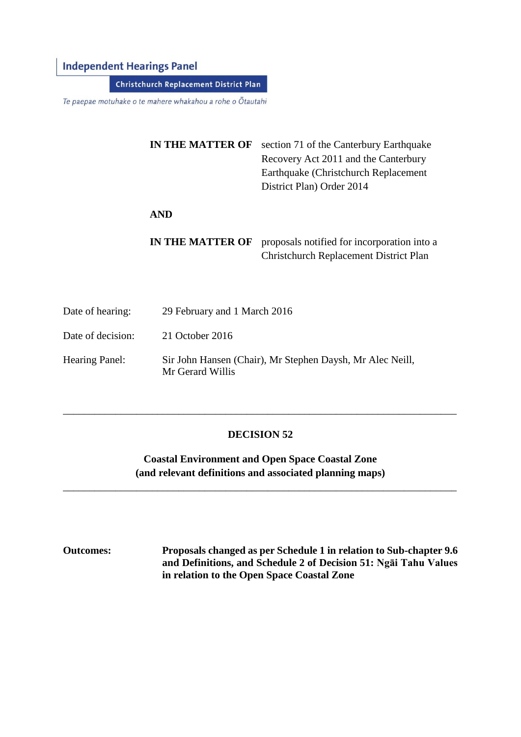**Independent Hearings Panel**

**Christchurch Replacement District Plan**

*Te paepae motuhake o te mahere whakahou a rohe o Ōtautahi*

| | |
|---|---|
| **IN THE MATTER OF** | section 71 of the Canterbury Earthquake Recovery Act 2011 and the Canterbury Earthquake (Christchurch Replacement District Plan) Order 2014 |
| **AND** | |
| **IN THE MATTER OF** | proposals notified for incorporation into a Christchurch Replacement District Plan |

| | |
|---|---|
| Date of hearing: | 29 February and 1 March 2016 |
| Date of decision: | 21 October 2016 |
| Hearing Panel: | Sir John Hansen (Chair), Mr Stephen Daysh, Mr Alec Neill, Mr Gerard Willis |

---

## DECISION 52

### Coastal Environment and Open Space Coastal Zone (and relevant definitions and associated planning maps)

---

**Outcomes:** **Proposals changed as per Schedule 1 in relation to Sub-chapter 9.6 and Definitions, and Schedule 2 of Decision 51: Ngāi Tahu Values in relation to the Open Space Coastal Zone**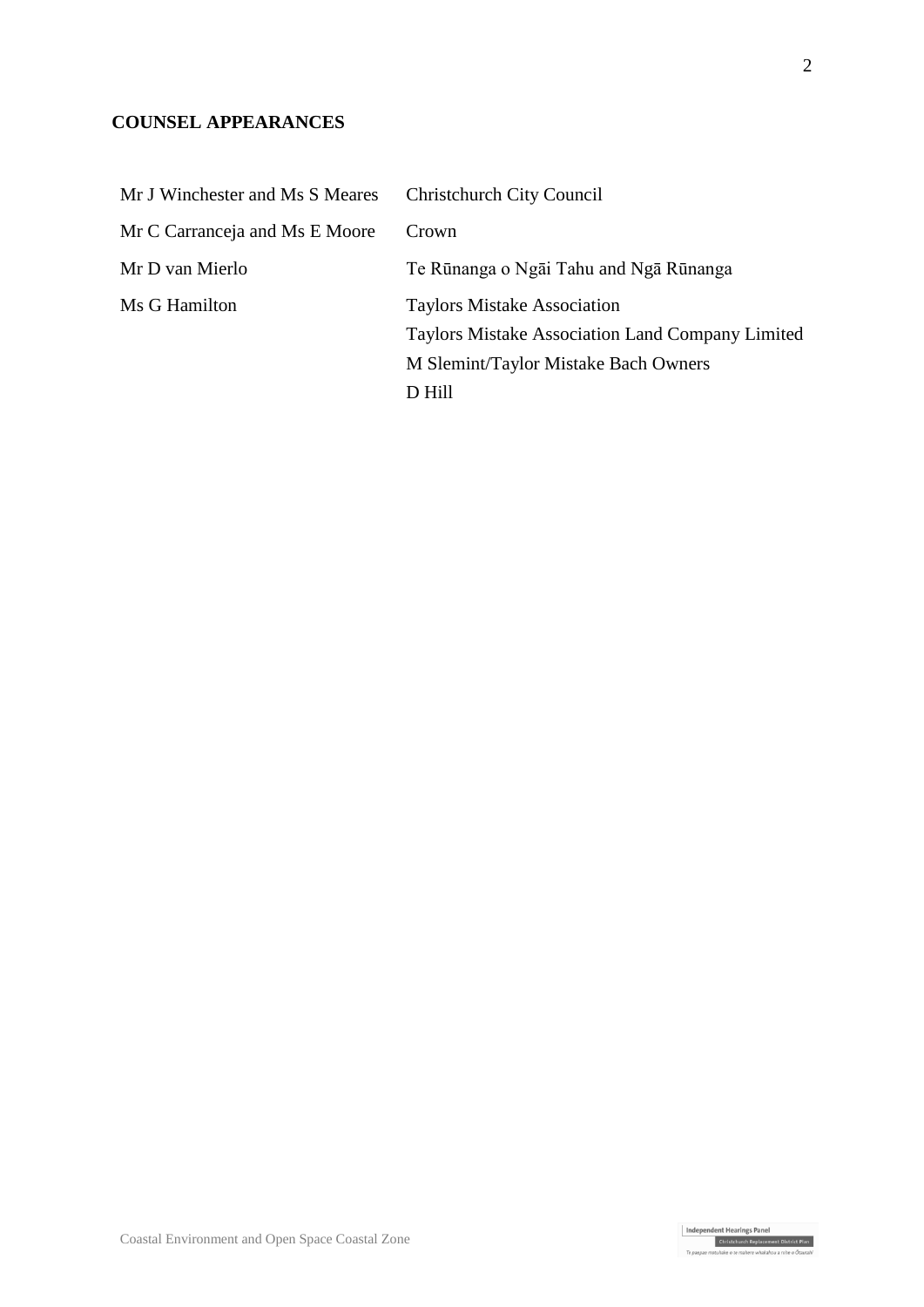**COUNSEL APPEARANCES**

| | |
|---|---|
| Mr J Winchester and Ms S Meares | Christchurch City Council |
| Mr C Carranceja and Ms E Moore | Crown |
| Mr D van Mierlo | Te Rūnanga o Ngāi Tahu and Ngā Rūnanga |
| Ms G Hamilton | Taylors Mistake Association<br>Taylors Mistake Association Land Company Limited<br>M Slemint/Taylor Mistake Bach Owners<br>D Hill |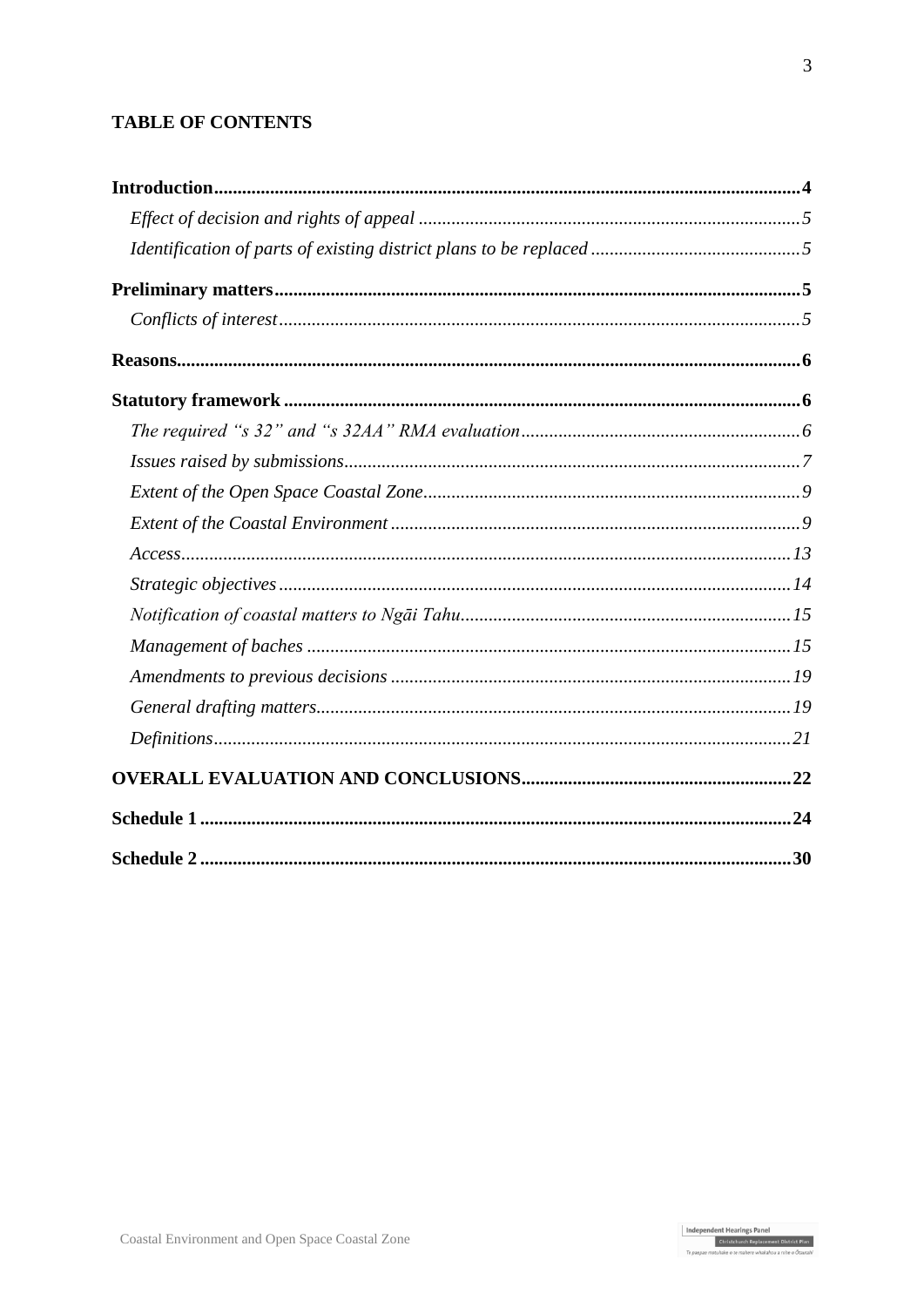**TABLE OF CONTENTS**

**Introduction** .......... **4**

*Effect of decision and rights of appeal* .......... *5*

*Identification of parts of existing district plans to be replaced* .......... *5*

**Preliminary matters** .......... **5**

*Conflicts of interest* .......... *5*

**Reasons** .......... **6**

**Statutory framework** .......... **6**

*The required "s 32" and "s 32AA" RMA evaluation* .......... *6*

*Issues raised by submissions* .......... *7*

*Extent of the Open Space Coastal Zone* .......... *9*

*Extent of the Coastal Environment* .......... *9*

*Access* .......... *13*

*Strategic objectives* .......... *14*

*Notification of coastal matters to Ngāi Tahu* .......... *15*

*Management of baches* .......... *15*

*Amendments to previous decisions* .......... *19*

*General drafting matters* .......... *19*

*Definitions* .......... *21*

**OVERALL EVALUATION AND CONCLUSIONS** .......... **22**

**Schedule 1** .......... **24**

**Schedule 2** .......... **30**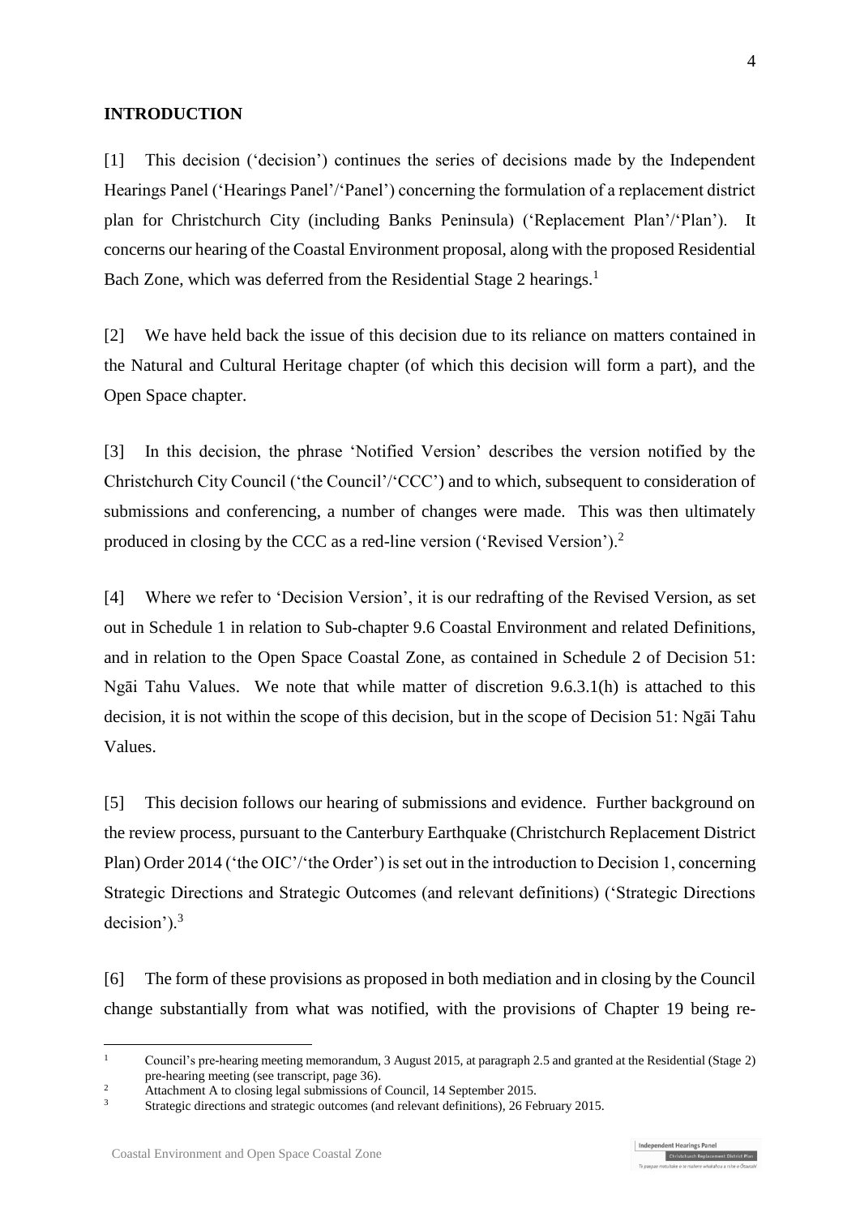## INTRODUCTION

[1] This decision ('decision') continues the series of decisions made by the Independent Hearings Panel ('Hearings Panel'/'Panel') concerning the formulation of a replacement district plan for Christchurch City (including Banks Peninsula) ('Replacement Plan'/'Plan'). It concerns our hearing of the Coastal Environment proposal, along with the proposed Residential Bach Zone, which was deferred from the Residential Stage 2 hearings.[1]

[2] We have held back the issue of this decision due to its reliance on matters contained in the Natural and Cultural Heritage chapter (of which this decision will form a part), and the Open Space chapter.

[3] In this decision, the phrase 'Notified Version' describes the version notified by the Christchurch City Council ('the Council'/'CCC') and to which, subsequent to consideration of submissions and conferencing, a number of changes were made. This was then ultimately produced in closing by the CCC as a red-line version ('Revised Version').[2]

[4] Where we refer to 'Decision Version', it is our redrafting of the Revised Version, as set out in Schedule 1 in relation to Sub-chapter 9.6 Coastal Environment and related Definitions, and in relation to the Open Space Coastal Zone, as contained in Schedule 2 of Decision 51: Ngāi Tahu Values. We note that while matter of discretion 9.6.3.1(h) is attached to this decision, it is not within the scope of this decision, but in the scope of Decision 51: Ngāi Tahu Values.

[5] This decision follows our hearing of submissions and evidence. Further background on the review process, pursuant to the Canterbury Earthquake (Christchurch Replacement District Plan) Order 2014 ('the OIC'/'the Order') is set out in the introduction to Decision 1, concerning Strategic Directions and Strategic Outcomes (and relevant definitions) ('Strategic Directions decision').[3]

[6] The form of these provisions as proposed in both mediation and in closing by the Council change substantially from what was notified, with the provisions of Chapter 19 being re-

---

[1] Council's pre-hearing meeting memorandum, 3 August 2015, at paragraph 2.5 and granted at the Residential (Stage 2) pre-hearing meeting (see transcript, page 36).

[2] Attachment A to closing legal submissions of Council, 14 September 2015.

[3] Strategic directions and strategic outcomes (and relevant definitions), 26 February 2015.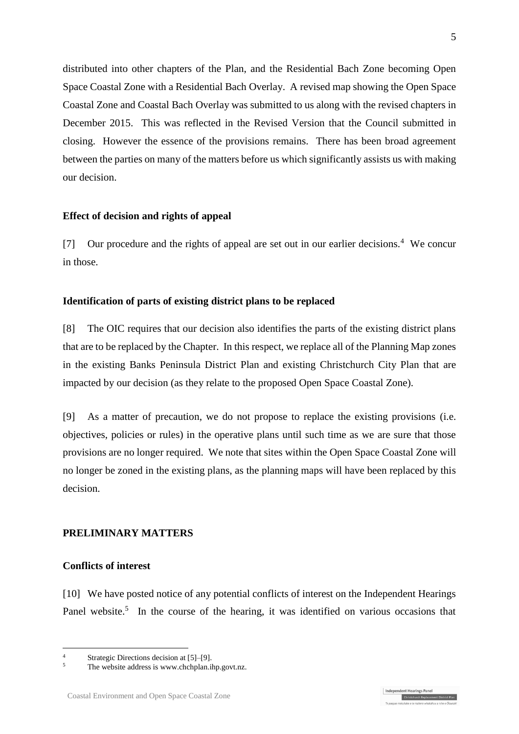distributed into other chapters of the Plan, and the Residential Bach Zone becoming Open Space Coastal Zone with a Residential Bach Overlay. A revised map showing the Open Space Coastal Zone and Coastal Bach Overlay was submitted to us along with the revised chapters in December 2015. This was reflected in the Revised Version that the Council submitted in closing. However the essence of the provisions remains. There has been broad agreement between the parties on many of the matters before us which significantly assists us with making our decision.

### Effect of decision and rights of appeal

[7] Our procedure and the rights of appeal are set out in our earlier decisions.[4] We concur in those.

### Identification of parts of existing district plans to be replaced

[8] The OIC requires that our decision also identifies the parts of the existing district plans that are to be replaced by the Chapter. In this respect, we replace all of the Planning Map zones in the existing Banks Peninsula District Plan and existing Christchurch City Plan that are impacted by our decision (as they relate to the proposed Open Space Coastal Zone).

[9] As a matter of precaution, we do not propose to replace the existing provisions (i.e. objectives, policies or rules) in the operative plans until such time as we are sure that those provisions are no longer required. We note that sites within the Open Space Coastal Zone will no longer be zoned in the existing plans, as the planning maps will have been replaced by this decision.

## PRELIMINARY MATTERS

### Conflicts of interest

[10] We have posted notice of any potential conflicts of interest on the Independent Hearings Panel website.[5] In the course of the hearing, it was identified on various occasions that

---

[4] Strategic Directions decision at [5]–[9].

[5] The website address is www.chchplan.ihp.govt.nz.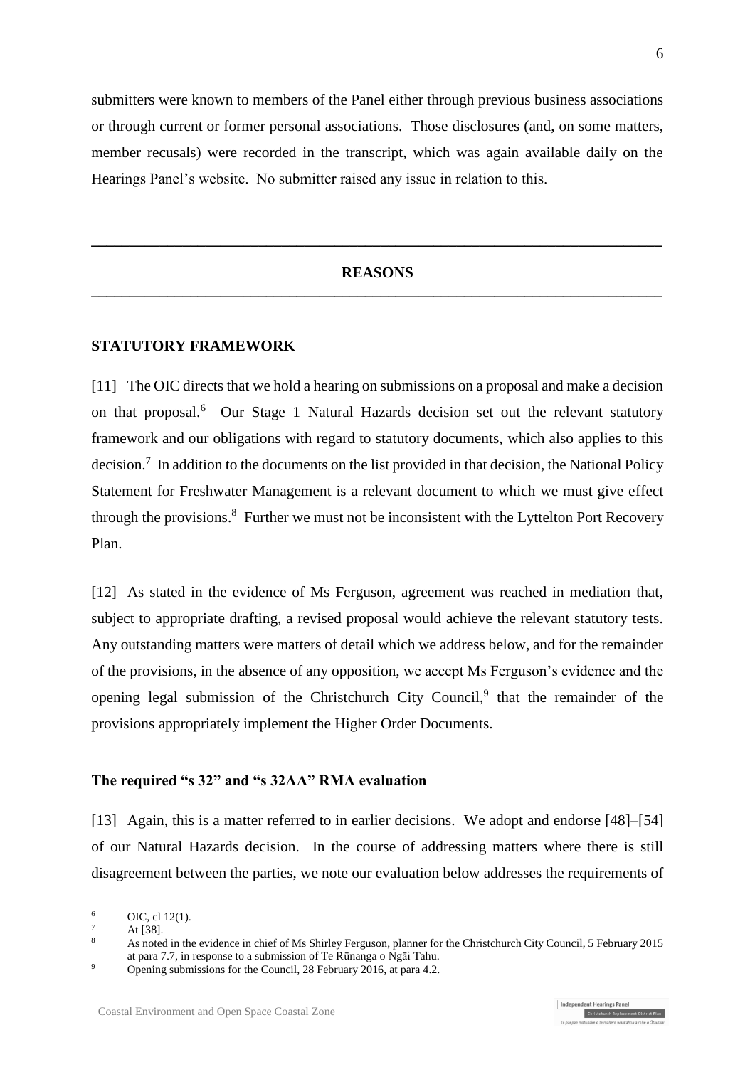submitters were known to members of the Panel either through previous business associations or through current or former personal associations. Those disclosures (and, on some matters, member recusals) were recorded in the transcript, which was again available daily on the Hearings Panel's website. No submitter raised any issue in relation to this.

---

## REASONS

---

### STATUTORY FRAMEWORK

[11] The OIC directs that we hold a hearing on submissions on a proposal and make a decision on that proposal.[6] Our Stage 1 Natural Hazards decision set out the relevant statutory framework and our obligations with regard to statutory documents, which also applies to this decision.[7] In addition to the documents on the list provided in that decision, the National Policy Statement for Freshwater Management is a relevant document to which we must give effect through the provisions.[8] Further we must not be inconsistent with the Lyttelton Port Recovery Plan.

[12] As stated in the evidence of Ms Ferguson, agreement was reached in mediation that, subject to appropriate drafting, a revised proposal would achieve the relevant statutory tests. Any outstanding matters were matters of detail which we address below, and for the remainder of the provisions, in the absence of any opposition, we accept Ms Ferguson's evidence and the opening legal submission of the Christchurch City Council,[9] that the remainder of the provisions appropriately implement the Higher Order Documents.

#### The required "s 32" and "s 32AA" RMA evaluation

[13] Again, this is a matter referred to in earlier decisions. We adopt and endorse [48]–[54] of our Natural Hazards decision. In the course of addressing matters where there is still disagreement between the parties, we note our evaluation below addresses the requirements of

---

[6] OIC, cl 12(1).

[7] At [38].

[8] As noted in the evidence in chief of Ms Shirley Ferguson, planner for the Christchurch City Council, 5 February 2015 at para 7.7, in response to a submission of Te Rūnanga o Ngāi Tahu.

[9] Opening submissions for the Council, 28 February 2016, at para 4.2.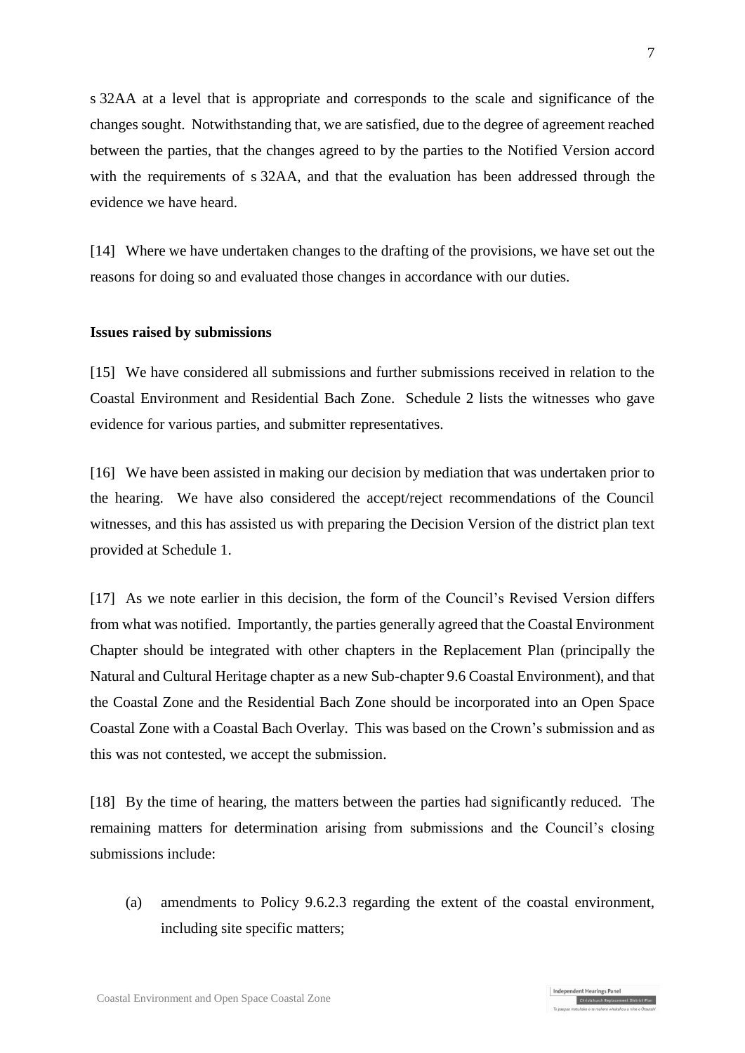s 32AA at a level that is appropriate and corresponds to the scale and significance of the changes sought. Notwithstanding that, we are satisfied, due to the degree of agreement reached between the parties, that the changes agreed to by the parties to the Notified Version accord with the requirements of s 32AA, and that the evaluation has been addressed through the evidence we have heard.

[14] Where we have undertaken changes to the drafting of the provisions, we have set out the reasons for doing so and evaluated those changes in accordance with our duties.

**Issues raised by submissions**

[15] We have considered all submissions and further submissions received in relation to the Coastal Environment and Residential Bach Zone. Schedule 2 lists the witnesses who gave evidence for various parties, and submitter representatives.

[16] We have been assisted in making our decision by mediation that was undertaken prior to the hearing. We have also considered the accept/reject recommendations of the Council witnesses, and this has assisted us with preparing the Decision Version of the district plan text provided at Schedule 1.

[17] As we note earlier in this decision, the form of the Council's Revised Version differs from what was notified. Importantly, the parties generally agreed that the Coastal Environment Chapter should be integrated with other chapters in the Replacement Plan (principally the Natural and Cultural Heritage chapter as a new Sub-chapter 9.6 Coastal Environment), and that the Coastal Zone and the Residential Bach Zone should be incorporated into an Open Space Coastal Zone with a Coastal Bach Overlay. This was based on the Crown's submission and as this was not contested, we accept the submission.

[18] By the time of hearing, the matters between the parties had significantly reduced. The remaining matters for determination arising from submissions and the Council's closing submissions include:

(a) amendments to Policy 9.6.2.3 regarding the extent of the coastal environment, including site specific matters;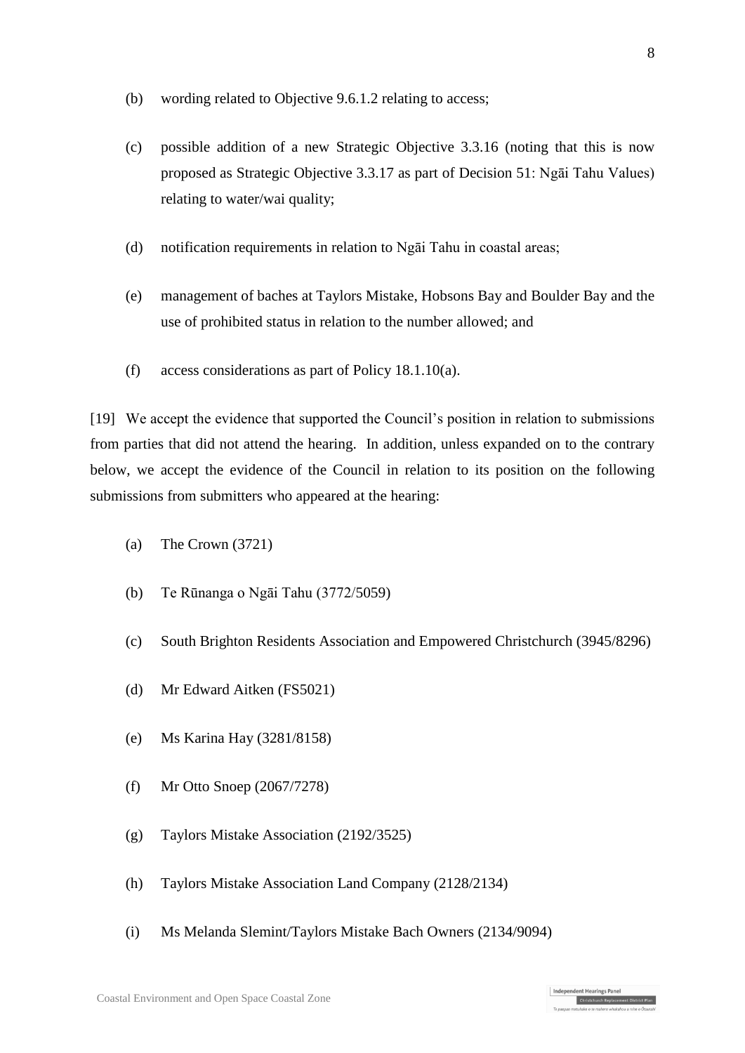(b) wording related to Objective 9.6.1.2 relating to access;

(c) possible addition of a new Strategic Objective 3.3.16 (noting that this is now proposed as Strategic Objective 3.3.17 as part of Decision 51: Ngāi Tahu Values) relating to water/wai quality;

(d) notification requirements in relation to Ngāi Tahu in coastal areas;

(e) management of baches at Taylors Mistake, Hobsons Bay and Boulder Bay and the use of prohibited status in relation to the number allowed; and

(f) access considerations as part of Policy 18.1.10(a).

[19] We accept the evidence that supported the Council's position in relation to submissions from parties that did not attend the hearing. In addition, unless expanded on to the contrary below, we accept the evidence of the Council in relation to its position on the following submissions from submitters who appeared at the hearing:

(a) The Crown (3721)

(b) Te Rūnanga o Ngāi Tahu (3772/5059)

(c) South Brighton Residents Association and Empowered Christchurch (3945/8296)

(d) Mr Edward Aitken (FS5021)

(e) Ms Karina Hay (3281/8158)

(f) Mr Otto Snoep (2067/7278)

(g) Taylors Mistake Association (2192/3525)

(h) Taylors Mistake Association Land Company (2128/2134)

(i) Ms Melanda Slemint/Taylors Mistake Bach Owners (2134/9094)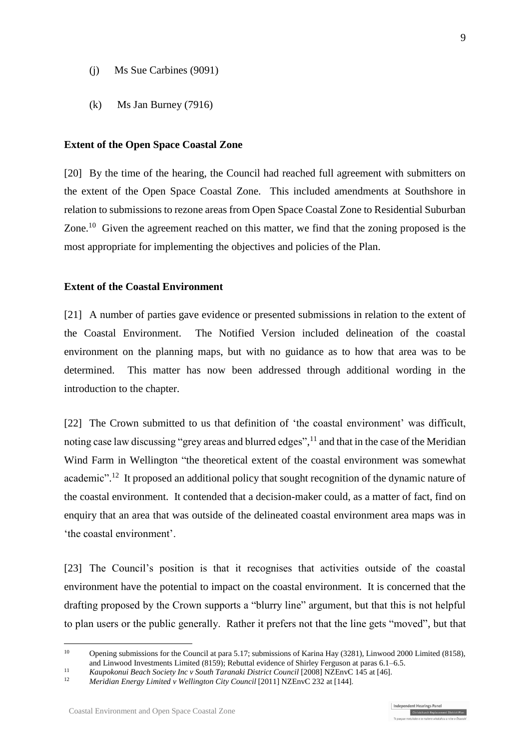(j) Ms Sue Carbines (9091)

(k) Ms Jan Burney (7916)

**Extent of the Open Space Coastal Zone**

[20] By the time of the hearing, the Council had reached full agreement with submitters on the extent of the Open Space Coastal Zone. This included amendments at Southshore in relation to submissions to rezone areas from Open Space Coastal Zone to Residential Suburban Zone.[10] Given the agreement reached on this matter, we find that the zoning proposed is the most appropriate for implementing the objectives and policies of the Plan.

**Extent of the Coastal Environment**

[21] A number of parties gave evidence or presented submissions in relation to the extent of the Coastal Environment. The Notified Version included delineation of the coastal environment on the planning maps, but with no guidance as to how that area was to be determined. This matter has now been addressed through additional wording in the introduction to the chapter.

[22] The Crown submitted to us that definition of 'the coastal environment' was difficult, noting case law discussing "grey areas and blurred edges",[11] and that in the case of the Meridian Wind Farm in Wellington "the theoretical extent of the coastal environment was somewhat academic".[12] It proposed an additional policy that sought recognition of the dynamic nature of the coastal environment. It contended that a decision-maker could, as a matter of fact, find on enquiry that an area that was outside of the delineated coastal environment area maps was in 'the coastal environment'.

[23] The Council's position is that it recognises that activities outside of the coastal environment have the potential to impact on the coastal environment. It is concerned that the drafting proposed by the Crown supports a "blurry line" argument, but that this is not helpful to plan users or the public generally. Rather it prefers not that the line gets "moved", but that

---

[10] Opening submissions for the Council at para 5.17; submissions of Karina Hay (3281), Linwood 2000 Limited (8158), and Linwood Investments Limited (8159); Rebuttal evidence of Shirley Ferguson at paras 6.1–6.5.

[11] *Kaupokonui Beach Society Inc v South Taranaki District Council* [2008] NZEnvC 145 at [46].

[12] *Meridian Energy Limited v Wellington City Council* [2011] NZEnvC 232 at [144].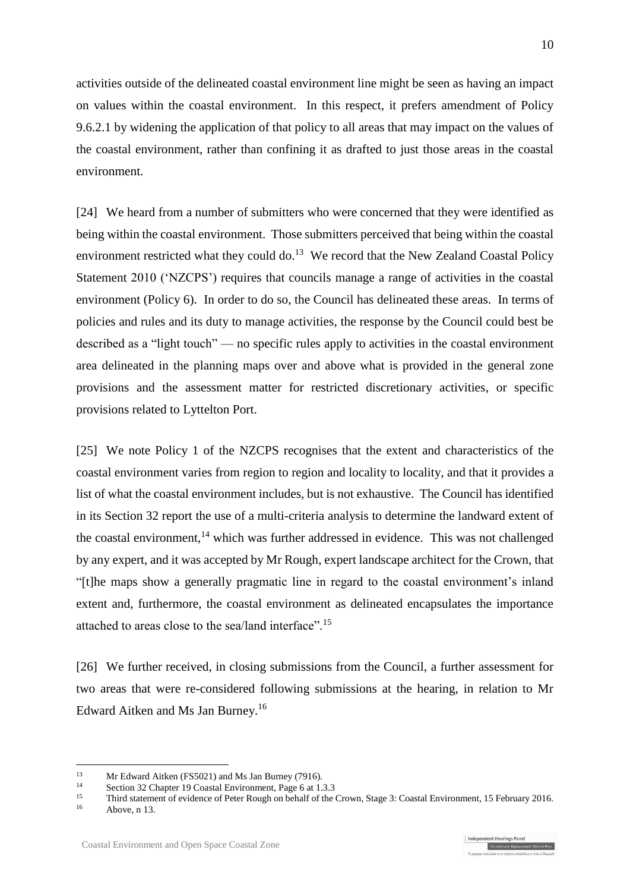activities outside of the delineated coastal environment line might be seen as having an impact on values within the coastal environment. In this respect, it prefers amendment of Policy 9.6.2.1 by widening the application of that policy to all areas that may impact on the values of the coastal environment, rather than confining it as drafted to just those areas in the coastal environment.

[24] We heard from a number of submitters who were concerned that they were identified as being within the coastal environment. Those submitters perceived that being within the coastal environment restricted what they could do.[13] We record that the New Zealand Coastal Policy Statement 2010 ('NZCPS') requires that councils manage a range of activities in the coastal environment (Policy 6). In order to do so, the Council has delineated these areas. In terms of policies and rules and its duty to manage activities, the response by the Council could best be described as a "light touch" — no specific rules apply to activities in the coastal environment area delineated in the planning maps over and above what is provided in the general zone provisions and the assessment matter for restricted discretionary activities, or specific provisions related to Lyttelton Port.

[25] We note Policy 1 of the NZCPS recognises that the extent and characteristics of the coastal environment varies from region to region and locality to locality, and that it provides a list of what the coastal environment includes, but is not exhaustive. The Council has identified in its Section 32 report the use of a multi-criteria analysis to determine the landward extent of the coastal environment,[14] which was further addressed in evidence. This was not challenged by any expert, and it was accepted by Mr Rough, expert landscape architect for the Crown, that "[t]he maps show a generally pragmatic line in regard to the coastal environment's inland extent and, furthermore, the coastal environment as delineated encapsulates the importance attached to areas close to the sea/land interface".[15]

[26] We further received, in closing submissions from the Council, a further assessment for two areas that were re-considered following submissions at the hearing, in relation to Mr Edward Aitken and Ms Jan Burney.[16]

---

[13] Mr Edward Aitken (FS5021) and Ms Jan Burney (7916).

[14] Section 32 Chapter 19 Coastal Environment, Page 6 at 1.3.3

[15] Third statement of evidence of Peter Rough on behalf of the Crown, Stage 3: Coastal Environment, 15 February 2016.

[16] Above, n 13.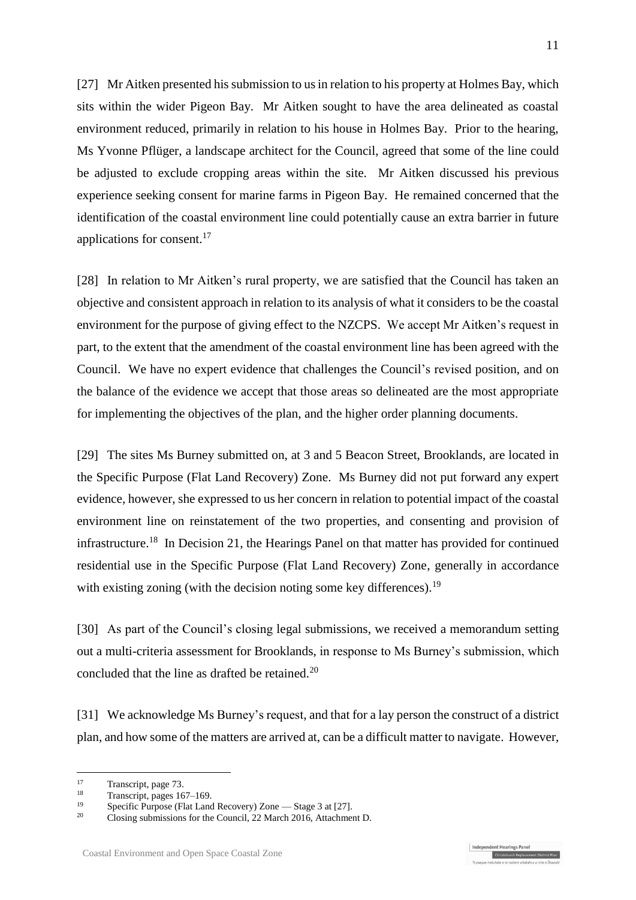[27] Mr Aitken presented his submission to us in relation to his property at Holmes Bay, which sits within the wider Pigeon Bay. Mr Aitken sought to have the area delineated as coastal environment reduced, primarily in relation to his house in Holmes Bay. Prior to the hearing, Ms Yvonne Pflüger, a landscape architect for the Council, agreed that some of the line could be adjusted to exclude cropping areas within the site. Mr Aitken discussed his previous experience seeking consent for marine farms in Pigeon Bay. He remained concerned that the identification of the coastal environment line could potentially cause an extra barrier in future applications for consent.[17]

[28] In relation to Mr Aitken's rural property, we are satisfied that the Council has taken an objective and consistent approach in relation to its analysis of what it considers to be the coastal environment for the purpose of giving effect to the NZCPS. We accept Mr Aitken's request in part, to the extent that the amendment of the coastal environment line has been agreed with the Council. We have no expert evidence that challenges the Council's revised position, and on the balance of the evidence we accept that those areas so delineated are the most appropriate for implementing the objectives of the plan, and the higher order planning documents.

[29] The sites Ms Burney submitted on, at 3 and 5 Beacon Street, Brooklands, are located in the Specific Purpose (Flat Land Recovery) Zone. Ms Burney did not put forward any expert evidence, however, she expressed to us her concern in relation to potential impact of the coastal environment line on reinstatement of the two properties, and consenting and provision of infrastructure.[18] In Decision 21, the Hearings Panel on that matter has provided for continued residential use in the Specific Purpose (Flat Land Recovery) Zone, generally in accordance with existing zoning (with the decision noting some key differences).[19]

[30] As part of the Council's closing legal submissions, we received a memorandum setting out a multi-criteria assessment for Brooklands, in response to Ms Burney's submission, which concluded that the line as drafted be retained.[20]

[31] We acknowledge Ms Burney's request, and that for a lay person the construct of a district plan, and how some of the matters are arrived at, can be a difficult matter to navigate. However,

---

[17] Transcript, page 73.

[18] Transcript, pages 167–169.

[19] Specific Purpose (Flat Land Recovery) Zone — Stage 3 at [27].

[20] Closing submissions for the Council, 22 March 2016, Attachment D.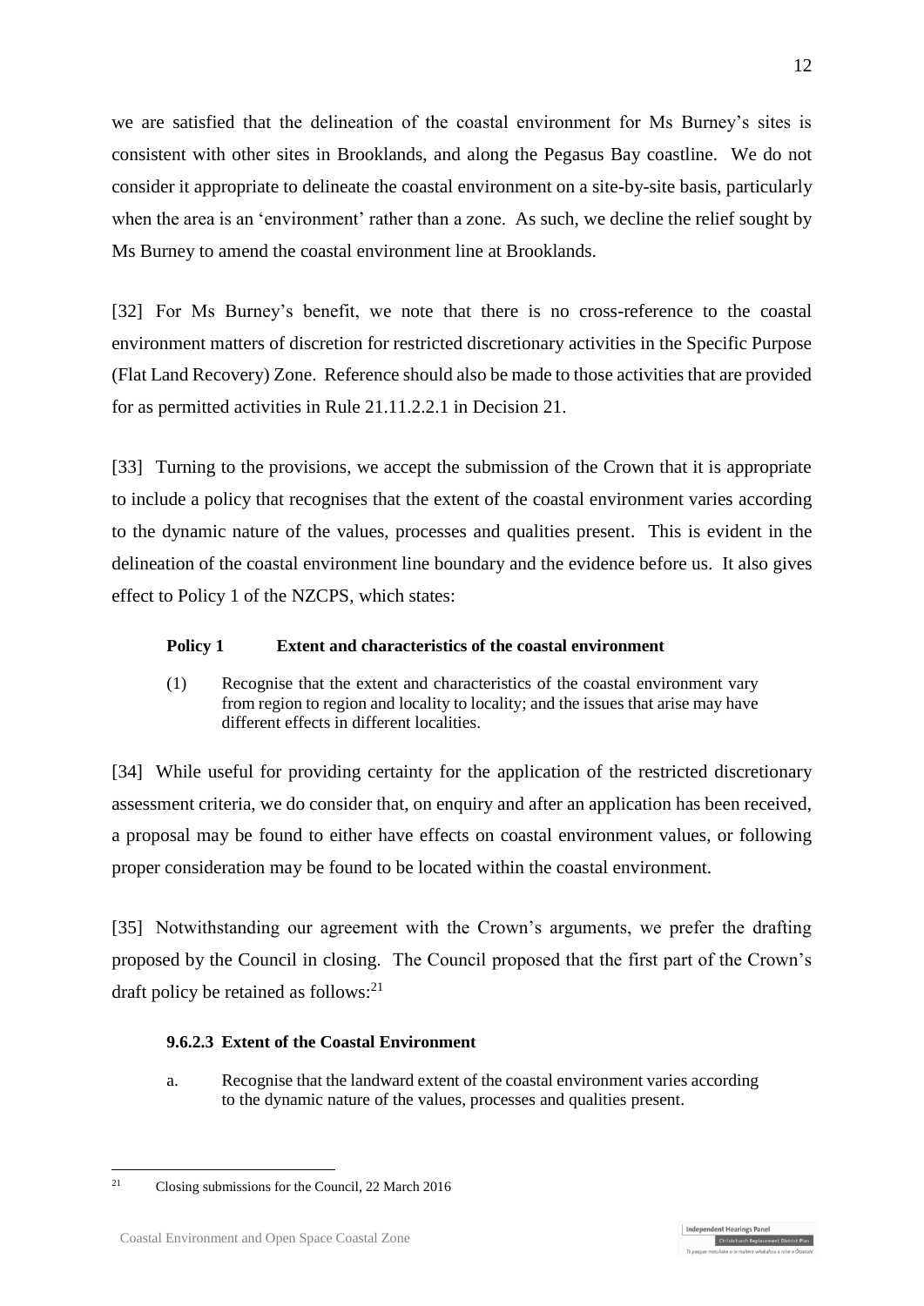we are satisfied that the delineation of the coastal environment for Ms Burney's sites is consistent with other sites in Brooklands, and along the Pegasus Bay coastline. We do not consider it appropriate to delineate the coastal environment on a site-by-site basis, particularly when the area is an 'environment' rather than a zone. As such, we decline the relief sought by Ms Burney to amend the coastal environment line at Brooklands.

[32] For Ms Burney's benefit, we note that there is no cross-reference to the coastal environment matters of discretion for restricted discretionary activities in the Specific Purpose (Flat Land Recovery) Zone. Reference should also be made to those activities that are provided for as permitted activities in Rule 21.11.2.2.1 in Decision 21.

[33] Turning to the provisions, we accept the submission of the Crown that it is appropriate to include a policy that recognises that the extent of the coastal environment varies according to the dynamic nature of the values, processes and qualities present. This is evident in the delineation of the coastal environment line boundary and the evidence before us. It also gives effect to Policy 1 of the NZCPS, which states:

> **Policy 1 Extent and characteristics of the coastal environment**
>
> (1) Recognise that the extent and characteristics of the coastal environment vary from region to region and locality to locality; and the issues that arise may have different effects in different localities.

[34] While useful for providing certainty for the application of the restricted discretionary assessment criteria, we do consider that, on enquiry and after an application has been received, a proposal may be found to either have effects on coastal environment values, or following proper consideration may be found to be located within the coastal environment.

[35] Notwithstanding our agreement with the Crown's arguments, we prefer the drafting proposed by the Council in closing. The Council proposed that the first part of the Crown's draft policy be retained as follows:[21]

> **9.6.2.3 Extent of the Coastal Environment**
>
> a. Recognise that the landward extent of the coastal environment varies according to the dynamic nature of the values, processes and qualities present.

[21] Closing submissions for the Council, 22 March 2016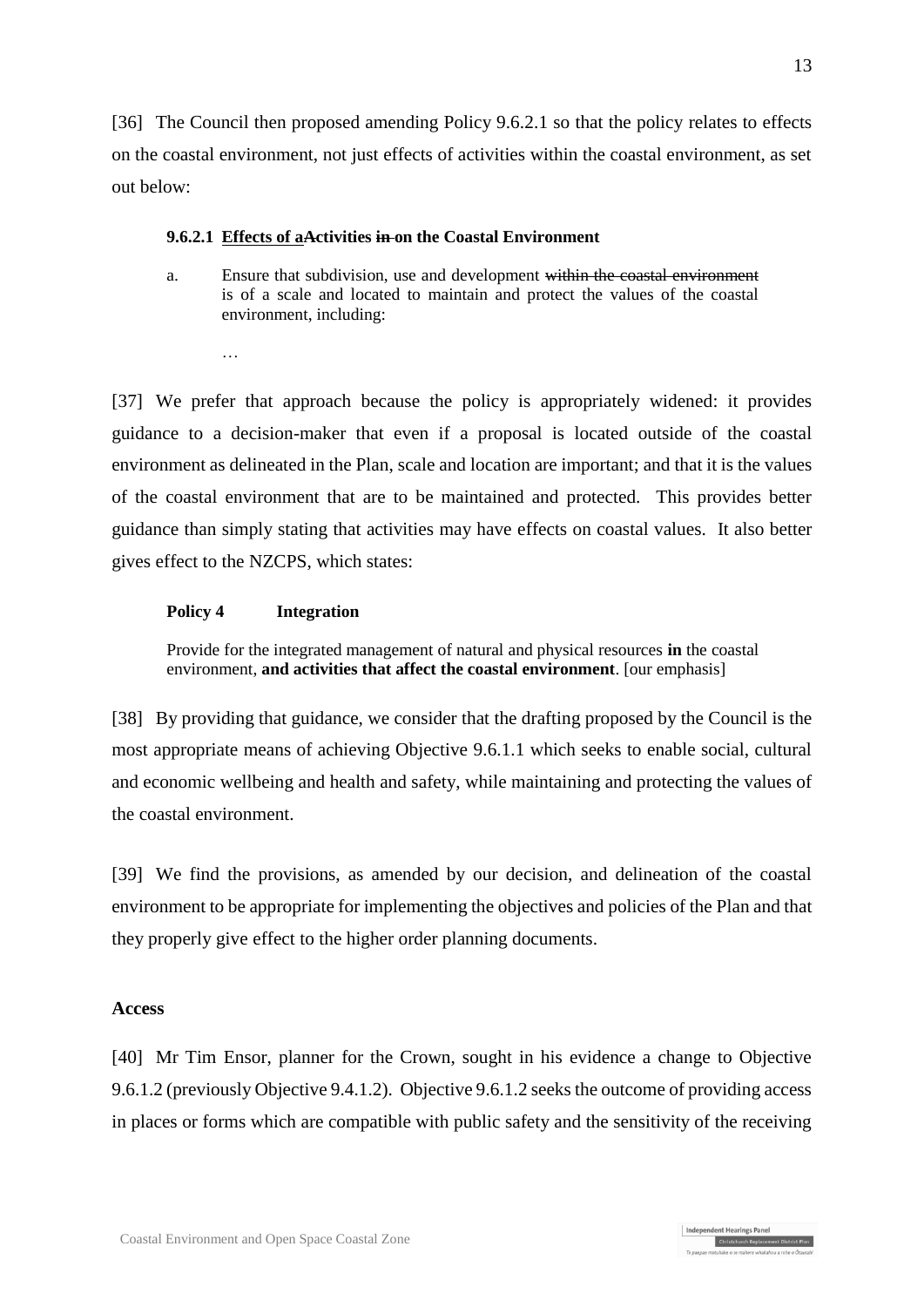[36] The Council then proposed amending Policy 9.6.2.1 so that the policy relates to effects on the coastal environment, not just effects of activities within the coastal environment, as set out below:

> **9.6.2.1 <u>Effects of a</u>~~A~~ctivities ~~in~~ on the Coastal Environment**
>
> a. Ensure that subdivision, use and development ~~within the coastal environment~~ is of a scale and located to maintain and protect the values of the coastal environment, including:
>
> …

[37] We prefer that approach because the policy is appropriately widened: it provides guidance to a decision-maker that even if a proposal is located outside of the coastal environment as delineated in the Plan, scale and location are important; and that it is the values of the coastal environment that are to be maintained and protected. This provides better guidance than simply stating that activities may have effects on coastal values. It also better gives effect to the NZCPS, which states:

> **Policy 4 Integration**
>
> Provide for the integrated management of natural and physical resources **in** the coastal environment, **and activities that affect the coastal environment**. [our emphasis]

[38] By providing that guidance, we consider that the drafting proposed by the Council is the most appropriate means of achieving Objective 9.6.1.1 which seeks to enable social, cultural and economic wellbeing and health and safety, while maintaining and protecting the values of the coastal environment.

[39] We find the provisions, as amended by our decision, and delineation of the coastal environment to be appropriate for implementing the objectives and policies of the Plan and that they properly give effect to the higher order planning documents.

**Access**

[40] Mr Tim Ensor, planner for the Crown, sought in his evidence a change to Objective 9.6.1.2 (previously Objective 9.4.1.2). Objective 9.6.1.2 seeks the outcome of providing access in places or forms which are compatible with public safety and the sensitivity of the receiving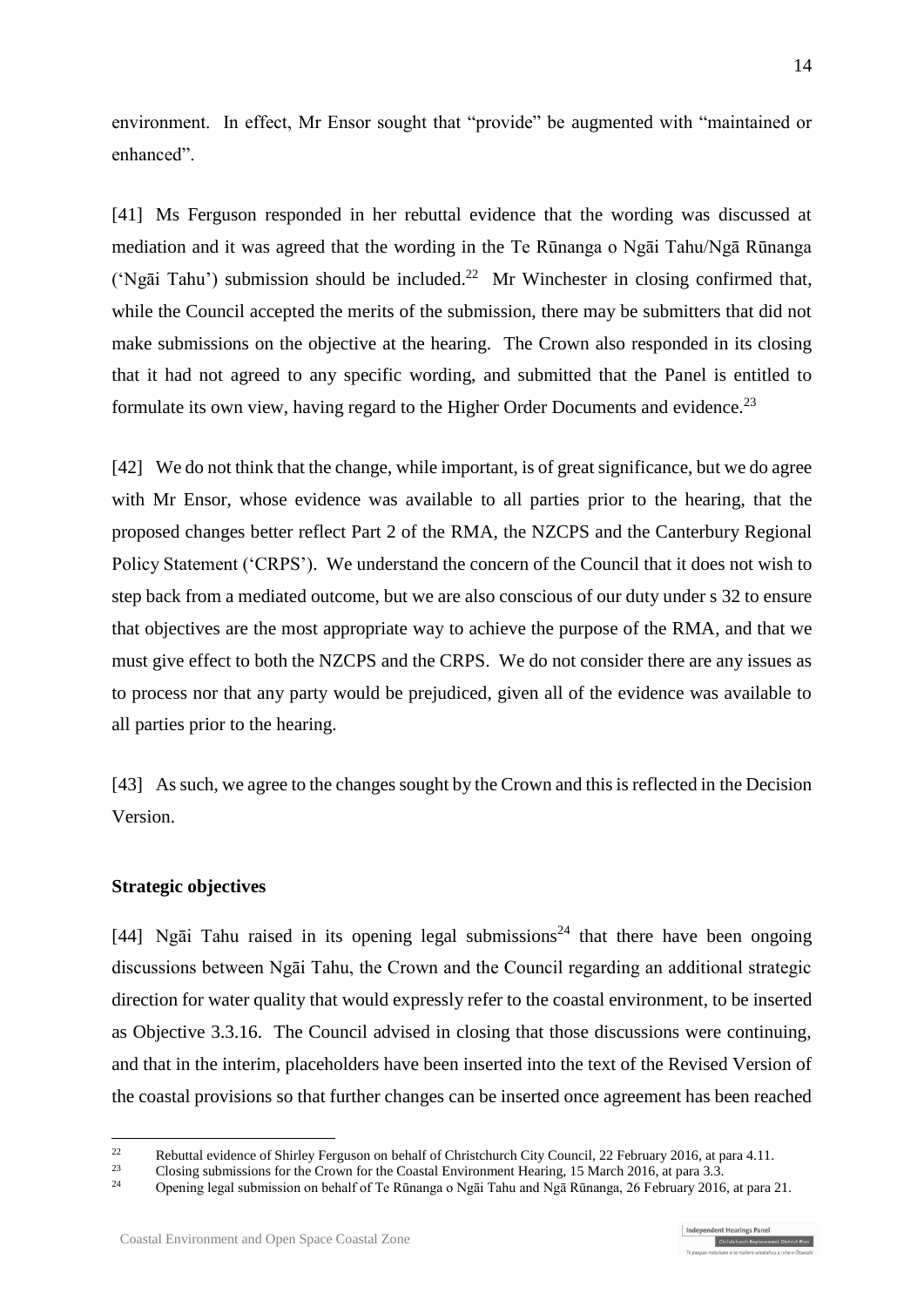environment. In effect, Mr Ensor sought that "provide" be augmented with "maintained or enhanced".

[41] Ms Ferguson responded in her rebuttal evidence that the wording was discussed at mediation and it was agreed that the wording in the Te Rūnanga o Ngāi Tahu/Ngā Rūnanga ('Ngāi Tahu') submission should be included.[22] Mr Winchester in closing confirmed that, while the Council accepted the merits of the submission, there may be submitters that did not make submissions on the objective at the hearing. The Crown also responded in its closing that it had not agreed to any specific wording, and submitted that the Panel is entitled to formulate its own view, having regard to the Higher Order Documents and evidence.[23]

[42] We do not think that the change, while important, is of great significance, but we do agree with Mr Ensor, whose evidence was available to all parties prior to the hearing, that the proposed changes better reflect Part 2 of the RMA, the NZCPS and the Canterbury Regional Policy Statement ('CRPS'). We understand the concern of the Council that it does not wish to step back from a mediated outcome, but we are also conscious of our duty under s 32 to ensure that objectives are the most appropriate way to achieve the purpose of the RMA, and that we must give effect to both the NZCPS and the CRPS. We do not consider there are any issues as to process nor that any party would be prejudiced, given all of the evidence was available to all parties prior to the hearing.

[43] As such, we agree to the changes sought by the Crown and this is reflected in the Decision Version.

### Strategic objectives

[44] Ngāi Tahu raised in its opening legal submissions[24] that there have been ongoing discussions between Ngāi Tahu, the Crown and the Council regarding an additional strategic direction for water quality that would expressly refer to the coastal environment, to be inserted as Objective 3.3.16. The Council advised in closing that those discussions were continuing, and that in the interim, placeholders have been inserted into the text of the Revised Version of the coastal provisions so that further changes can be inserted once agreement has been reached

---

[22] Rebuttal evidence of Shirley Ferguson on behalf of Christchurch City Council, 22 February 2016, at para 4.11.

[23] Closing submissions for the Crown for the Coastal Environment Hearing, 15 March 2016, at para 3.3.

[24] Opening legal submission on behalf of Te Rūnanga o Ngāi Tahu and Ngā Rūnanga, 26 February 2016, at para 21.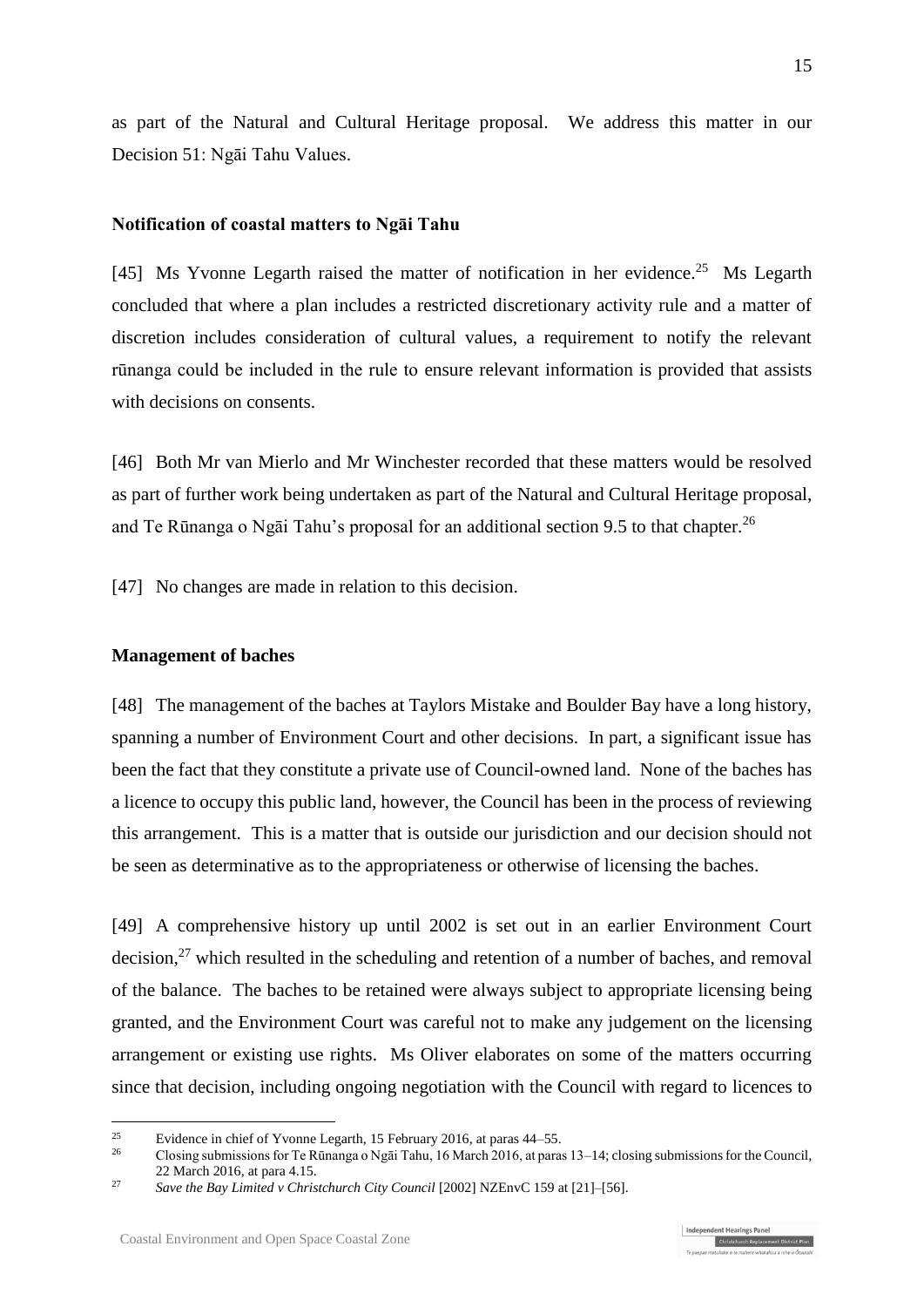as part of the Natural and Cultural Heritage proposal. We address this matter in our Decision 51: Ngāi Tahu Values.

**Notification of coastal matters to Ngāi Tahu**

[45] Ms Yvonne Legarth raised the matter of notification in her evidence.[25] Ms Legarth concluded that where a plan includes a restricted discretionary activity rule and a matter of discretion includes consideration of cultural values, a requirement to notify the relevant rūnanga could be included in the rule to ensure relevant information is provided that assists with decisions on consents.

[46] Both Mr van Mierlo and Mr Winchester recorded that these matters would be resolved as part of further work being undertaken as part of the Natural and Cultural Heritage proposal, and Te Rūnanga o Ngāi Tahu's proposal for an additional section 9.5 to that chapter.[26]

[47] No changes are made in relation to this decision.

**Management of baches**

[48] The management of the baches at Taylors Mistake and Boulder Bay have a long history, spanning a number of Environment Court and other decisions. In part, a significant issue has been the fact that they constitute a private use of Council-owned land. None of the baches has a licence to occupy this public land, however, the Council has been in the process of reviewing this arrangement. This is a matter that is outside our jurisdiction and our decision should not be seen as determinative as to the appropriateness or otherwise of licensing the baches.

[49] A comprehensive history up until 2002 is set out in an earlier Environment Court decision,[27] which resulted in the scheduling and retention of a number of baches, and removal of the balance. The baches to be retained were always subject to appropriate licensing being granted, and the Environment Court was careful not to make any judgement on the licensing arrangement or existing use rights. Ms Oliver elaborates on some of the matters occurring since that decision, including ongoing negotiation with the Council with regard to licences to

[25] Evidence in chief of Yvonne Legarth, 15 February 2016, at paras 44–55.

[26] Closing submissions for Te Rūnanga o Ngāi Tahu, 16 March 2016, at paras 13–14; closing submissions for the Council, 22 March 2016, at para 4.15.

[27] *Save the Bay Limited v Christchurch City Council* [2002] NZEnvC 159 at [21]–[56].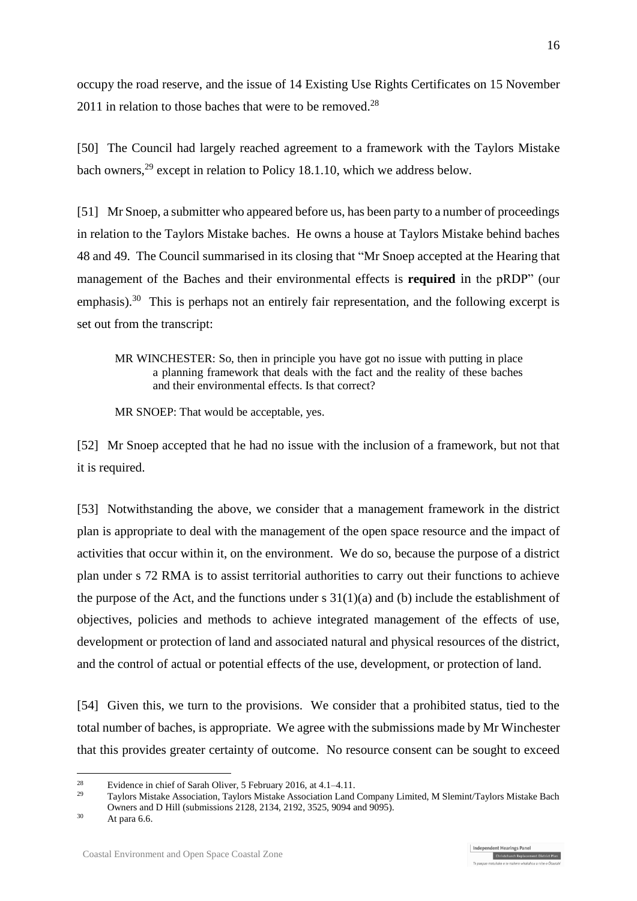occupy the road reserve, and the issue of 14 Existing Use Rights Certificates on 15 November 2011 in relation to those baches that were to be removed.[28]

[50] The Council had largely reached agreement to a framework with the Taylors Mistake bach owners,[29] except in relation to Policy 18.1.10, which we address below.

[51] Mr Snoep, a submitter who appeared before us, has been party to a number of proceedings in relation to the Taylors Mistake baches. He owns a house at Taylors Mistake behind baches 48 and 49. The Council summarised in its closing that "Mr Snoep accepted at the Hearing that management of the Baches and their environmental effects is **required** in the pRDP" (our emphasis).[30] This is perhaps not an entirely fair representation, and the following excerpt is set out from the transcript:

> MR WINCHESTER: So, then in principle you have got no issue with putting in place a planning framework that deals with the fact and the reality of these baches and their environmental effects. Is that correct?
>
> MR SNOEP: That would be acceptable, yes.

[52] Mr Snoep accepted that he had no issue with the inclusion of a framework, but not that it is required.

[53] Notwithstanding the above, we consider that a management framework in the district plan is appropriate to deal with the management of the open space resource and the impact of activities that occur within it, on the environment. We do so, because the purpose of a district plan under s 72 RMA is to assist territorial authorities to carry out their functions to achieve the purpose of the Act, and the functions under s 31(1)(a) and (b) include the establishment of objectives, policies and methods to achieve integrated management of the effects of use, development or protection of land and associated natural and physical resources of the district, and the control of actual or potential effects of the use, development, or protection of land.

[54] Given this, we turn to the provisions. We consider that a prohibited status, tied to the total number of baches, is appropriate. We agree with the submissions made by Mr Winchester that this provides greater certainty of outcome. No resource consent can be sought to exceed

---

[28] Evidence in chief of Sarah Oliver, 5 February 2016, at 4.1–4.11.

[29] Taylors Mistake Association, Taylors Mistake Association Land Company Limited, M Slemint/Taylors Mistake Bach Owners and D Hill (submissions 2128, 2134, 2192, 3525, 9094 and 9095).

[30] At para 6.6.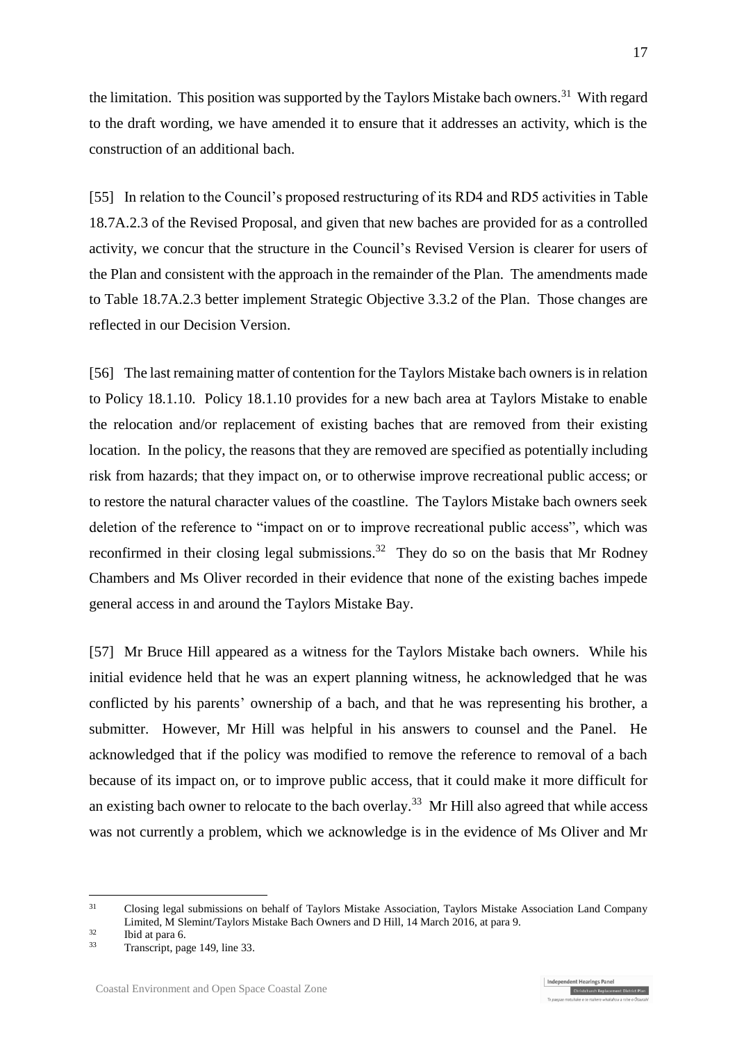the limitation. This position was supported by the Taylors Mistake bach owners.[31] With regard to the draft wording, we have amended it to ensure that it addresses an activity, which is the construction of an additional bach.

[55] In relation to the Council's proposed restructuring of its RD4 and RD5 activities in Table 18.7A.2.3 of the Revised Proposal, and given that new baches are provided for as a controlled activity, we concur that the structure in the Council's Revised Version is clearer for users of the Plan and consistent with the approach in the remainder of the Plan. The amendments made to Table 18.7A.2.3 better implement Strategic Objective 3.3.2 of the Plan. Those changes are reflected in our Decision Version.

[56] The last remaining matter of contention for the Taylors Mistake bach owners is in relation to Policy 18.1.10. Policy 18.1.10 provides for a new bach area at Taylors Mistake to enable the relocation and/or replacement of existing baches that are removed from their existing location. In the policy, the reasons that they are removed are specified as potentially including risk from hazards; that they impact on, or to otherwise improve recreational public access; or to restore the natural character values of the coastline. The Taylors Mistake bach owners seek deletion of the reference to "impact on or to improve recreational public access", which was reconfirmed in their closing legal submissions.[32] They do so on the basis that Mr Rodney Chambers and Ms Oliver recorded in their evidence that none of the existing baches impede general access in and around the Taylors Mistake Bay.

[57] Mr Bruce Hill appeared as a witness for the Taylors Mistake bach owners. While his initial evidence held that he was an expert planning witness, he acknowledged that he was conflicted by his parents' ownership of a bach, and that he was representing his brother, a submitter. However, Mr Hill was helpful in his answers to counsel and the Panel. He acknowledged that if the policy was modified to remove the reference to removal of a bach because of its impact on, or to improve public access, that it could make it more difficult for an existing bach owner to relocate to the bach overlay.[33] Mr Hill also agreed that while access was not currently a problem, which we acknowledge is in the evidence of Ms Oliver and Mr

---

[31] Closing legal submissions on behalf of Taylors Mistake Association, Taylors Mistake Association Land Company Limited, M Slemint/Taylors Mistake Bach Owners and D Hill, 14 March 2016, at para 9.

[32] Ibid at para 6.

[33] Transcript, page 149, line 33.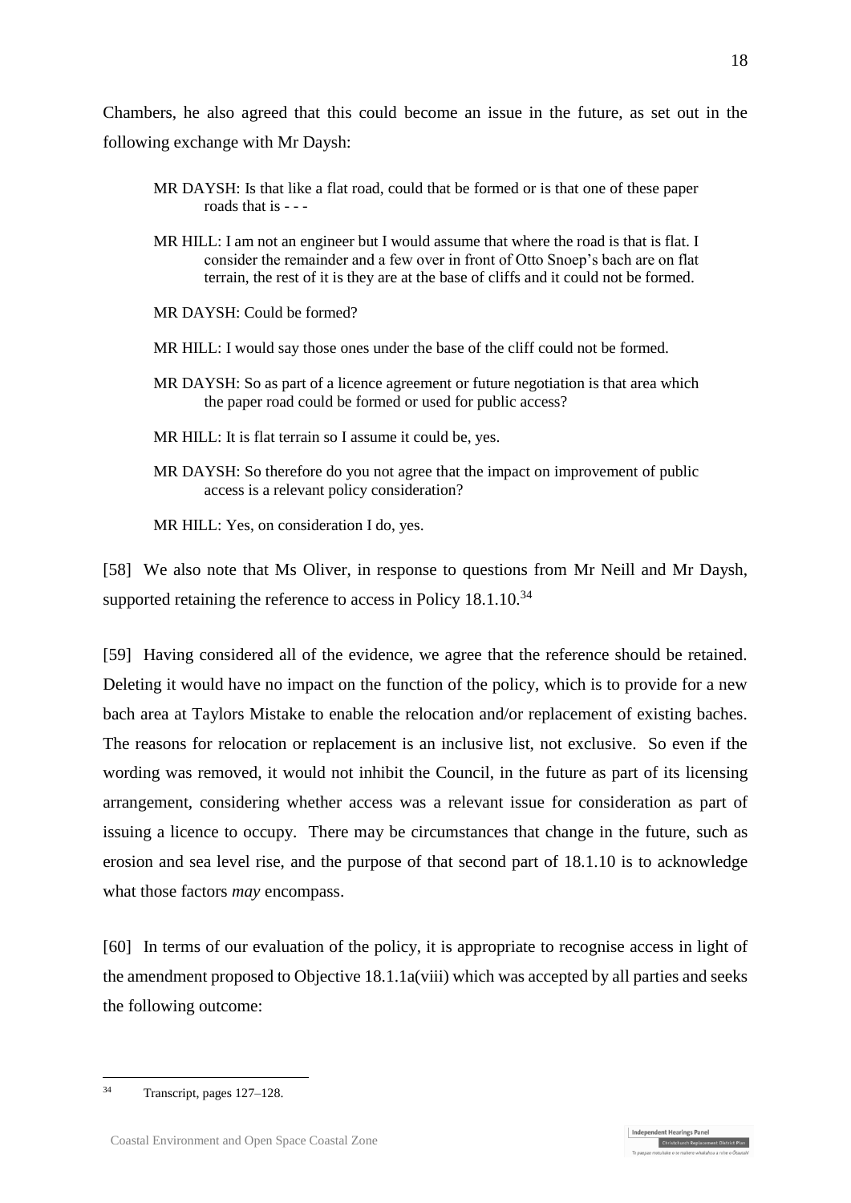Chambers, he also agreed that this could become an issue in the future, as set out in the following exchange with Mr Daysh:

> MR DAYSH: Is that like a flat road, could that be formed or is that one of these paper roads that is - - -
>
> MR HILL: I am not an engineer but I would assume that where the road is that is flat. I consider the remainder and a few over in front of Otto Snoep's bach are on flat terrain, the rest of it is they are at the base of cliffs and it could not be formed.
>
> MR DAYSH: Could be formed?
>
> MR HILL: I would say those ones under the base of the cliff could not be formed.
>
> MR DAYSH: So as part of a licence agreement or future negotiation is that area which the paper road could be formed or used for public access?
>
> MR HILL: It is flat terrain so I assume it could be, yes.
>
> MR DAYSH: So therefore do you not agree that the impact on improvement of public access is a relevant policy consideration?
>
> MR HILL: Yes, on consideration I do, yes.

[58] We also note that Ms Oliver, in response to questions from Mr Neill and Mr Daysh, supported retaining the reference to access in Policy 18.1.10.[34]

[59] Having considered all of the evidence, we agree that the reference should be retained. Deleting it would have no impact on the function of the policy, which is to provide for a new bach area at Taylors Mistake to enable the relocation and/or replacement of existing baches. The reasons for relocation or replacement is an inclusive list, not exclusive. So even if the wording was removed, it would not inhibit the Council, in the future as part of its licensing arrangement, considering whether access was a relevant issue for consideration as part of issuing a licence to occupy. There may be circumstances that change in the future, such as erosion and sea level rise, and the purpose of that second part of 18.1.10 is to acknowledge what those factors *may* encompass.

[60] In terms of our evaluation of the policy, it is appropriate to recognise access in light of the amendment proposed to Objective 18.1.1a(viii) which was accepted by all parties and seeks the following outcome:

---

[34] Transcript, pages 127–128.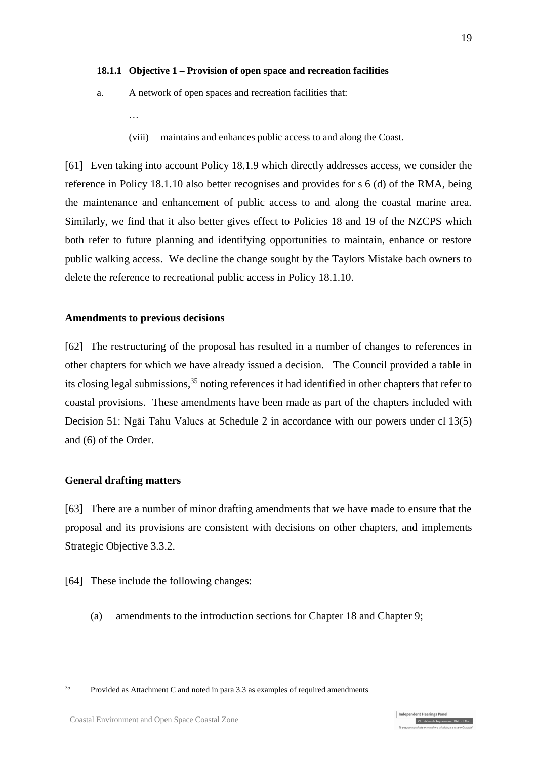**18.1.1 Objective 1 – Provision of open space and recreation facilities**

a. A network of open spaces and recreation facilities that:

…

(viii) maintains and enhances public access to and along the Coast.

[61] Even taking into account Policy 18.1.9 which directly addresses access, we consider the reference in Policy 18.1.10 also better recognises and provides for s 6 (d) of the RMA, being the maintenance and enhancement of public access to and along the coastal marine area. Similarly, we find that it also better gives effect to Policies 18 and 19 of the NZCPS which both refer to future planning and identifying opportunities to maintain, enhance or restore public walking access. We decline the change sought by the Taylors Mistake bach owners to delete the reference to recreational public access in Policy 18.1.10.

**Amendments to previous decisions**

[62] The restructuring of the proposal has resulted in a number of changes to references in other chapters for which we have already issued a decision. The Council provided a table in its closing legal submissions,[35] noting references it had identified in other chapters that refer to coastal provisions. These amendments have been made as part of the chapters included with Decision 51: Ngāi Tahu Values at Schedule 2 in accordance with our powers under cl 13(5) and (6) of the Order.

**General drafting matters**

[63] There are a number of minor drafting amendments that we have made to ensure that the proposal and its provisions are consistent with decisions on other chapters, and implements Strategic Objective 3.3.2.

[64] These include the following changes:

(a) amendments to the introduction sections for Chapter 18 and Chapter 9;

[35] Provided as Attachment C and noted in para 3.3 as examples of required amendments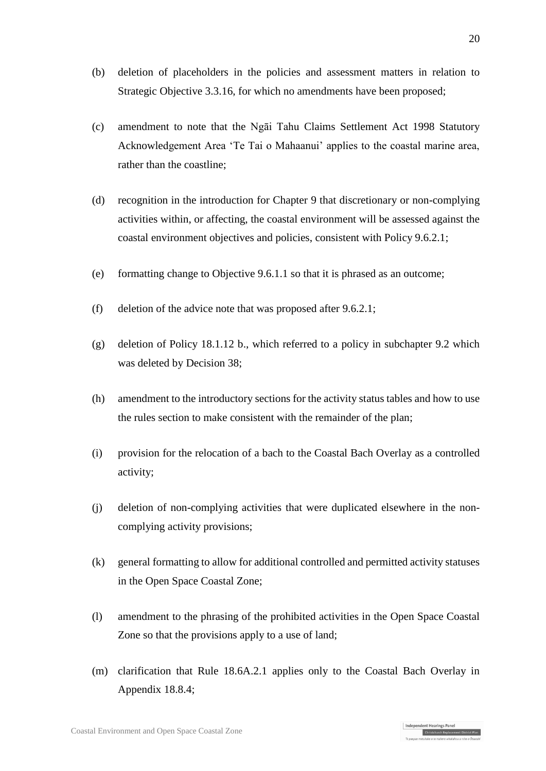(b) deletion of placeholders in the policies and assessment matters in relation to Strategic Objective 3.3.16, for which no amendments have been proposed;

(c) amendment to note that the Ngāi Tahu Claims Settlement Act 1998 Statutory Acknowledgement Area 'Te Tai o Mahaanui' applies to the coastal marine area, rather than the coastline;

(d) recognition in the introduction for Chapter 9 that discretionary or non-complying activities within, or affecting, the coastal environment will be assessed against the coastal environment objectives and policies, consistent with Policy 9.6.2.1;

(e) formatting change to Objective 9.6.1.1 so that it is phrased as an outcome;

(f) deletion of the advice note that was proposed after 9.6.2.1;

(g) deletion of Policy 18.1.12 b., which referred to a policy in subchapter 9.2 which was deleted by Decision 38;

(h) amendment to the introductory sections for the activity status tables and how to use the rules section to make consistent with the remainder of the plan;

(i) provision for the relocation of a bach to the Coastal Bach Overlay as a controlled activity;

(j) deletion of non-complying activities that were duplicated elsewhere in the non-complying activity provisions;

(k) general formatting to allow for additional controlled and permitted activity statuses in the Open Space Coastal Zone;

(l) amendment to the phrasing of the prohibited activities in the Open Space Coastal Zone so that the provisions apply to a use of land;

(m) clarification that Rule 18.6A.2.1 applies only to the Coastal Bach Overlay in Appendix 18.8.4;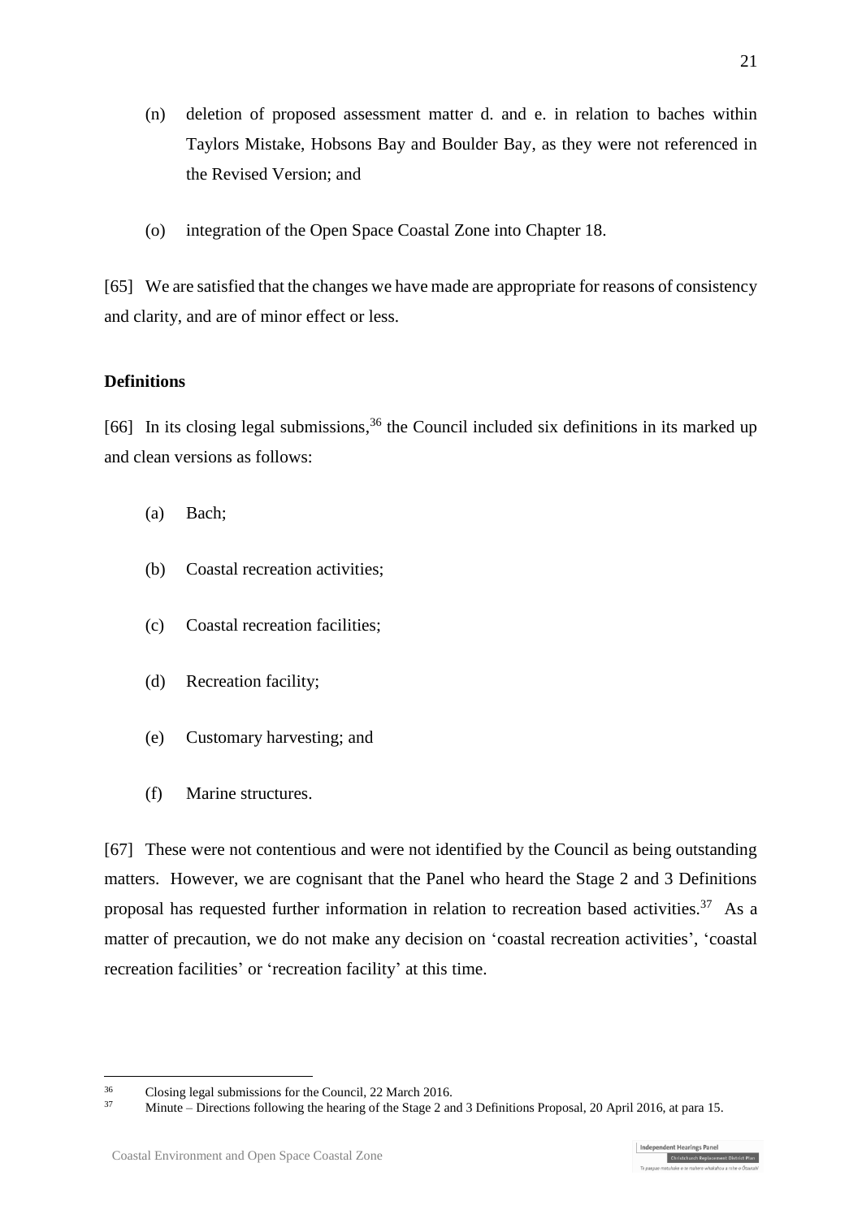(n) deletion of proposed assessment matter d. and e. in relation to baches within Taylors Mistake, Hobsons Bay and Boulder Bay, as they were not referenced in the Revised Version; and

(o) integration of the Open Space Coastal Zone into Chapter 18.

[65] We are satisfied that the changes we have made are appropriate for reasons of consistency and clarity, and are of minor effect or less.

**Definitions**

[66] In its closing legal submissions,[36] the Council included six definitions in its marked up and clean versions as follows:

(a) Bach;

(b) Coastal recreation activities;

(c) Coastal recreation facilities;

(d) Recreation facility;

(e) Customary harvesting; and

(f) Marine structures.

[67] These were not contentious and were not identified by the Council as being outstanding matters. However, we are cognisant that the Panel who heard the Stage 2 and 3 Definitions proposal has requested further information in relation to recreation based activities.[37] As a matter of precaution, we do not make any decision on 'coastal recreation activities', 'coastal recreation facilities' or 'recreation facility' at this time.

---

[36] Closing legal submissions for the Council, 22 March 2016.

[37] Minute – Directions following the hearing of the Stage 2 and 3 Definitions Proposal, 20 April 2016, at para 15.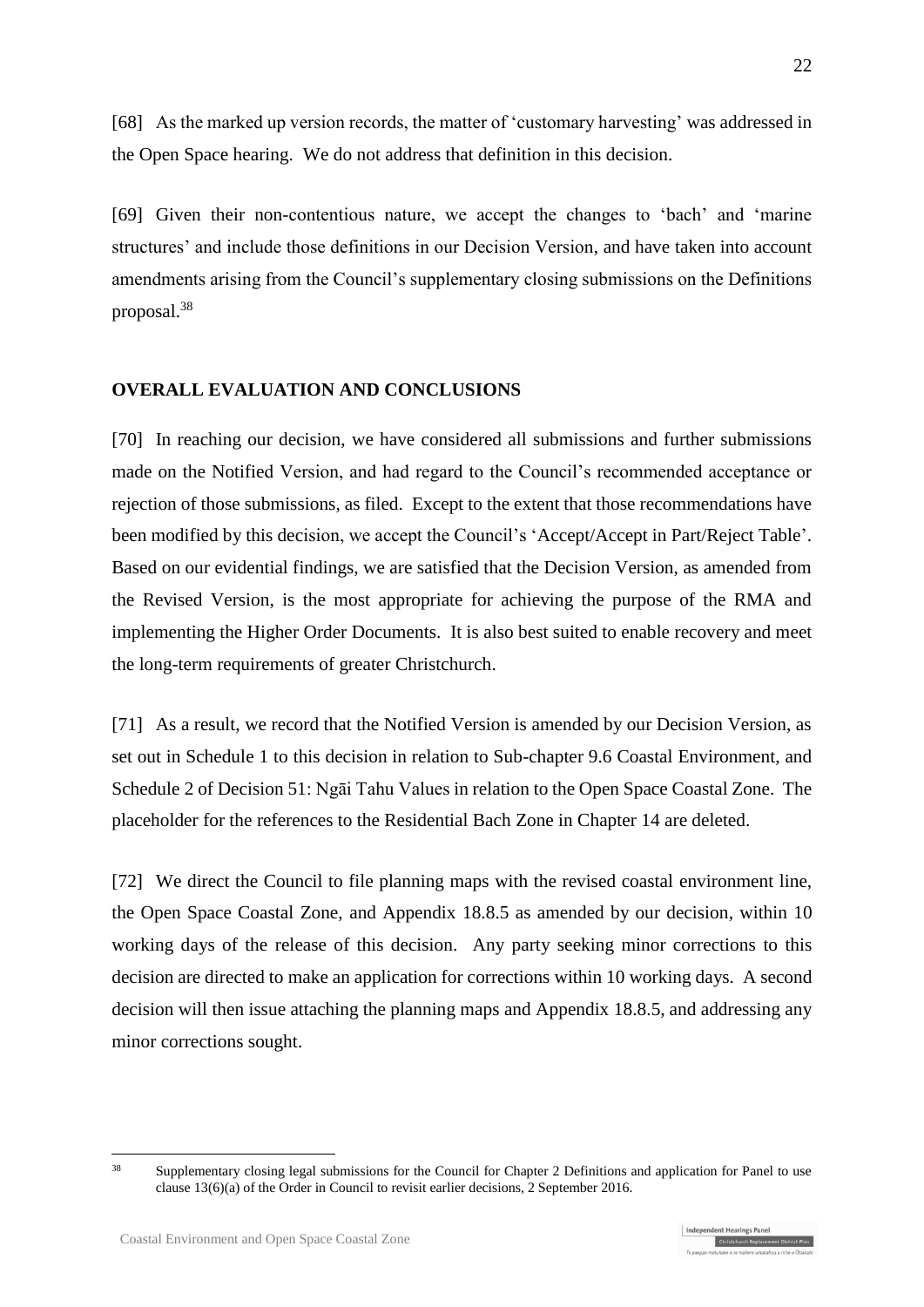[68] As the marked up version records, the matter of 'customary harvesting' was addressed in the Open Space hearing. We do not address that definition in this decision.

[69] Given their non-contentious nature, we accept the changes to 'bach' and 'marine structures' and include those definitions in our Decision Version, and have taken into account amendments arising from the Council's supplementary closing submissions on the Definitions proposal.[38]

## OVERALL EVALUATION AND CONCLUSIONS

[70] In reaching our decision, we have considered all submissions and further submissions made on the Notified Version, and had regard to the Council's recommended acceptance or rejection of those submissions, as filed. Except to the extent that those recommendations have been modified by this decision, we accept the Council's 'Accept/Accept in Part/Reject Table'. Based on our evidential findings, we are satisfied that the Decision Version, as amended from the Revised Version, is the most appropriate for achieving the purpose of the RMA and implementing the Higher Order Documents. It is also best suited to enable recovery and meet the long-term requirements of greater Christchurch.

[71] As a result, we record that the Notified Version is amended by our Decision Version, as set out in Schedule 1 to this decision in relation to Sub-chapter 9.6 Coastal Environment, and Schedule 2 of Decision 51: Ngāi Tahu Values in relation to the Open Space Coastal Zone. The placeholder for the references to the Residential Bach Zone in Chapter 14 are deleted.

[72] We direct the Council to file planning maps with the revised coastal environment line, the Open Space Coastal Zone, and Appendix 18.8.5 as amended by our decision, within 10 working days of the release of this decision. Any party seeking minor corrections to this decision are directed to make an application for corrections within 10 working days. A second decision will then issue attaching the planning maps and Appendix 18.8.5, and addressing any minor corrections sought.

---

[38] Supplementary closing legal submissions for the Council for Chapter 2 Definitions and application for Panel to use clause 13(6)(a) of the Order in Council to revisit earlier decisions, 2 September 2016.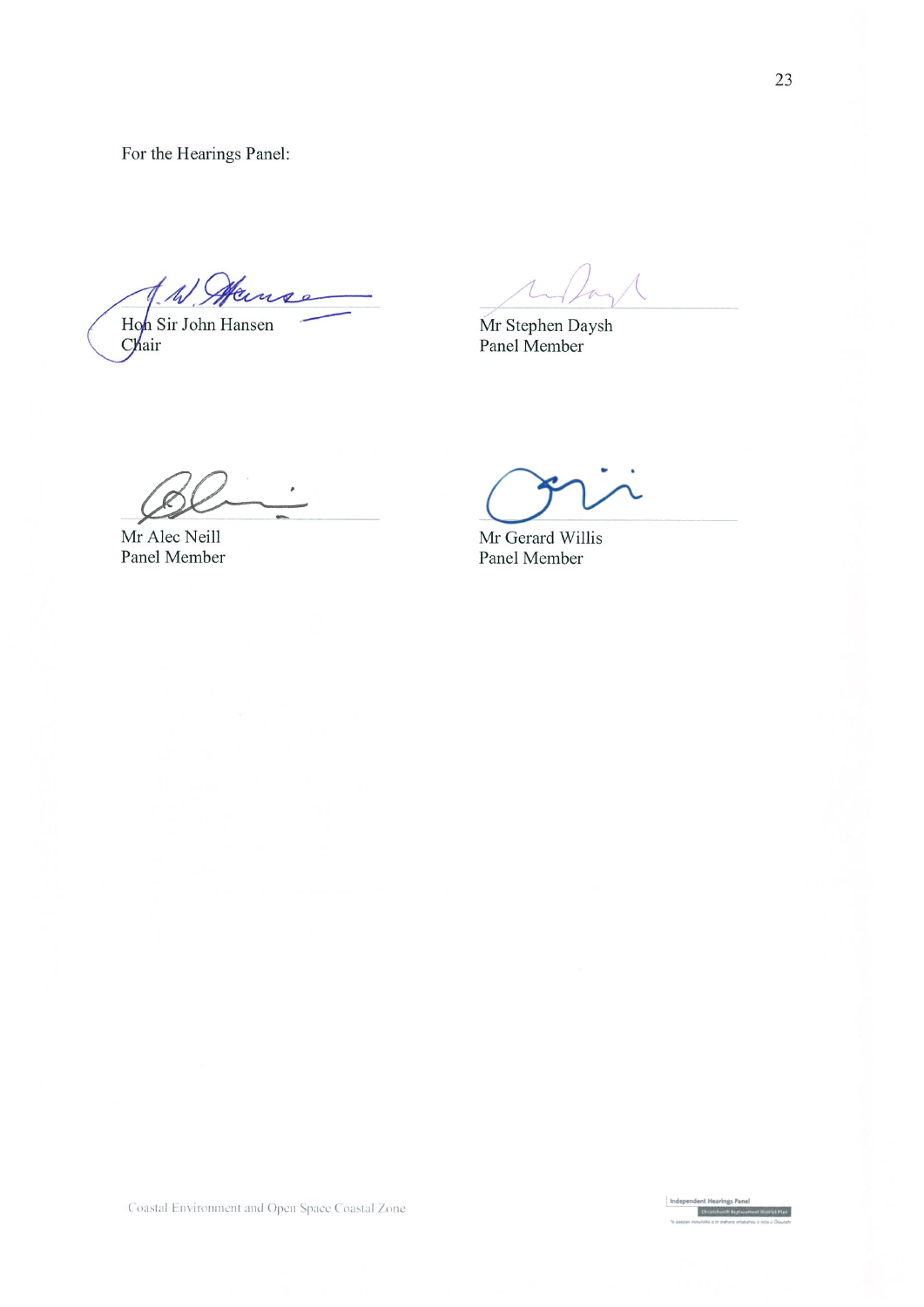For the Hearings Panel:

Hon Sir John Hansen
Chair

Mr Stephen Daysh
Panel Member

Mr Alec Neill
Panel Member

Mr Gerard Willis
Panel Member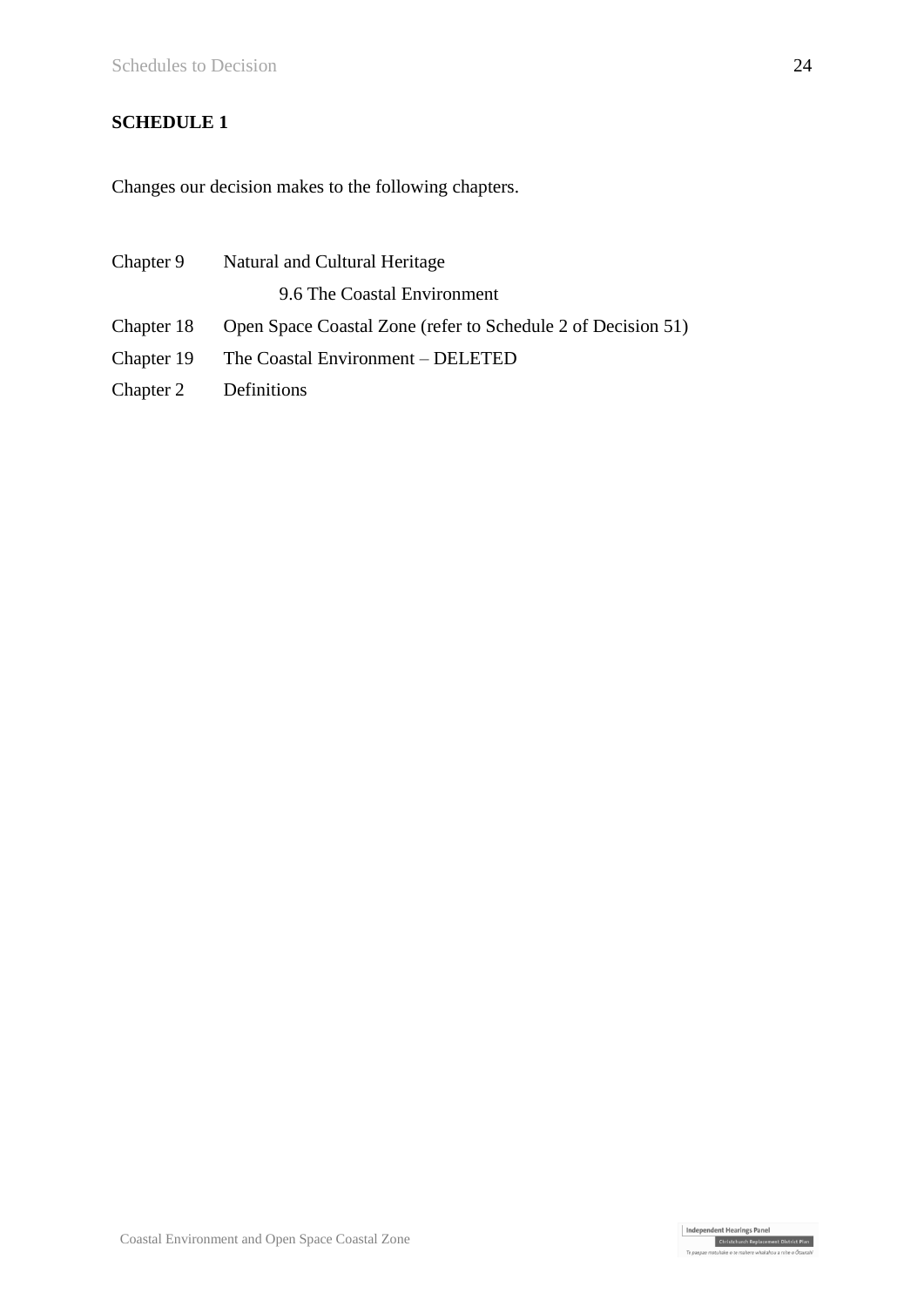**SCHEDULE 1**

Changes our decision makes to the following chapters.

| | |
|---|---|
| Chapter 9 | Natural and Cultural Heritage |
| | 9.6 The Coastal Environment |
| Chapter 18 | Open Space Coastal Zone (refer to Schedule 2 of Decision 51) |
| Chapter 19 | The Coastal Environment – DELETED |
| Chapter 2 | Definitions |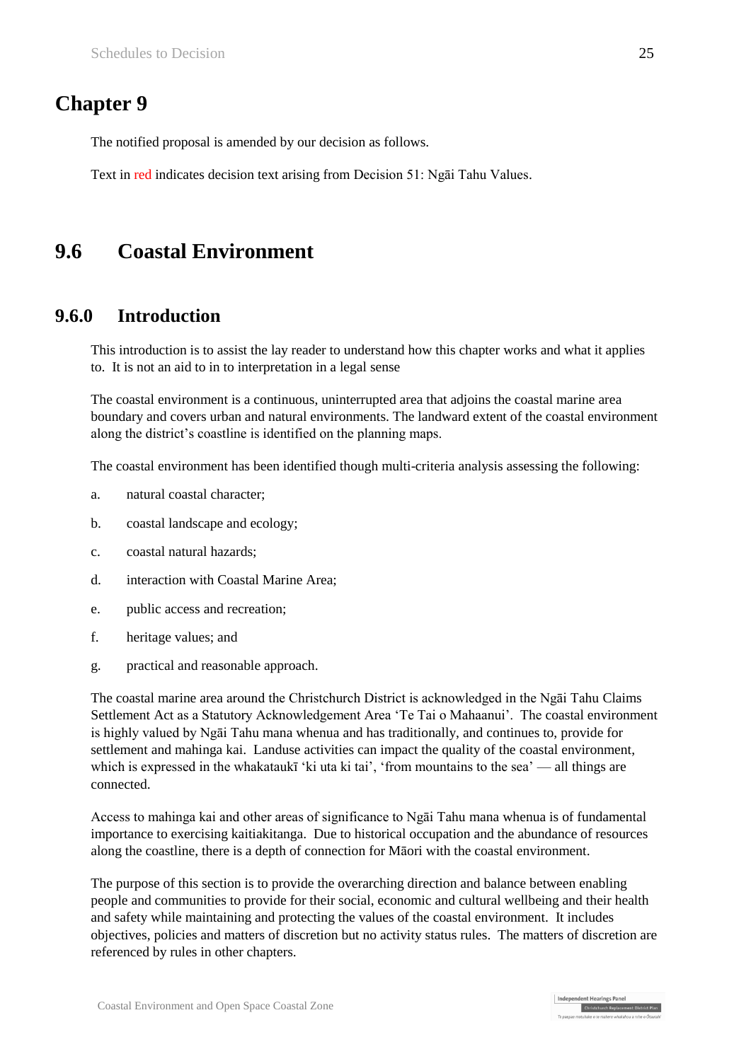# Chapter 9

The notified proposal is amended by our decision as follows.

Text in red indicates decision text arising from Decision 51: Ngāi Tahu Values.

## 9.6 Coastal Environment

### 9.6.0 Introduction

This introduction is to assist the lay reader to understand how this chapter works and what it applies to. It is not an aid to in to interpretation in a legal sense

The coastal environment is a continuous, uninterrupted area that adjoins the coastal marine area boundary and covers urban and natural environments. The landward extent of the coastal environment along the district's coastline is identified on the planning maps.

The coastal environment has been identified though multi-criteria analysis assessing the following:

a. natural coastal character;

b. coastal landscape and ecology;

c. coastal natural hazards;

d. interaction with Coastal Marine Area;

e. public access and recreation;

f. heritage values; and

g. practical and reasonable approach.

The coastal marine area around the Christchurch District is acknowledged in the Ngāi Tahu Claims Settlement Act as a Statutory Acknowledgement Area 'Te Tai o Mahaanui'. The coastal environment is highly valued by Ngāi Tahu mana whenua and has traditionally, and continues to, provide for settlement and mahinga kai. Landuse activities can impact the quality of the coastal environment, which is expressed in the whakataukī 'ki uta ki tai', 'from mountains to the sea' — all things are connected.

Access to mahinga kai and other areas of significance to Ngāi Tahu mana whenua is of fundamental importance to exercising kaitiakitanga. Due to historical occupation and the abundance of resources along the coastline, there is a depth of connection for Māori with the coastal environment.

The purpose of this section is to provide the overarching direction and balance between enabling people and communities to provide for their social, economic and cultural wellbeing and their health and safety while maintaining and protecting the values of the coastal environment. It includes objectives, policies and matters of discretion but no activity status rules. The matters of discretion are referenced by rules in other chapters.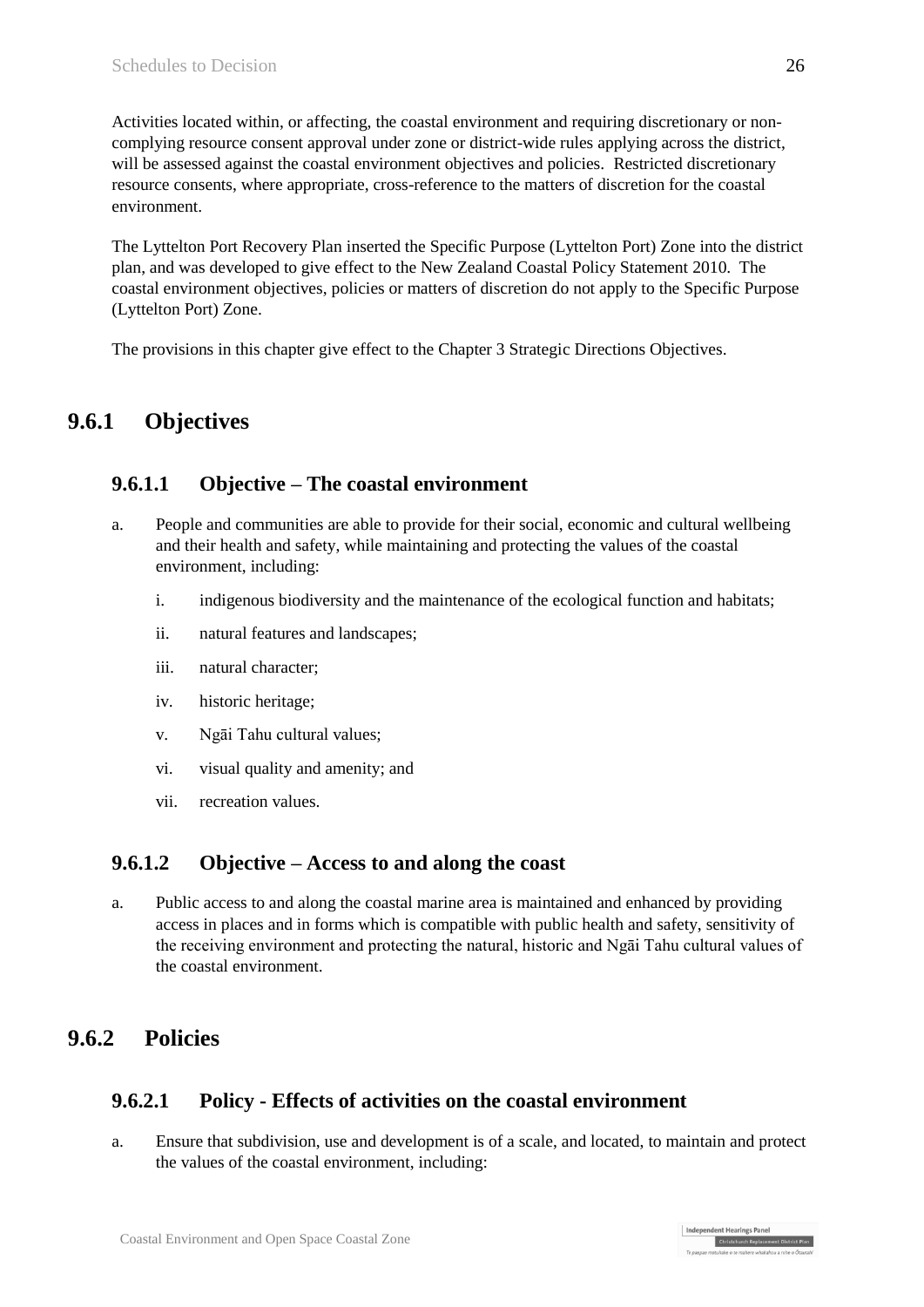Activities located within, or affecting, the coastal environment and requiring discretionary or non-complying resource consent approval under zone or district-wide rules applying across the district, will be assessed against the coastal environment objectives and policies. Restricted discretionary resource consents, where appropriate, cross-reference to the matters of discretion for the coastal environment.

The Lyttelton Port Recovery Plan inserted the Specific Purpose (Lyttelton Port) Zone into the district plan, and was developed to give effect to the New Zealand Coastal Policy Statement 2010. The coastal environment objectives, policies or matters of discretion do not apply to the Specific Purpose (Lyttelton Port) Zone.

The provisions in this chapter give effect to the Chapter 3 Strategic Directions Objectives.

## 9.6.1 Objectives

### 9.6.1.1 Objective – The coastal environment

a. People and communities are able to provide for their social, economic and cultural wellbeing and their health and safety, while maintaining and protecting the values of the coastal environment, including:

    i. indigenous biodiversity and the maintenance of the ecological function and habitats;

    ii. natural features and landscapes;

    iii. natural character;

    iv. historic heritage;

    v. Ngāi Tahu cultural values;

    vi. visual quality and amenity; and

    vii. recreation values.

### 9.6.1.2 Objective – Access to and along the coast

a. Public access to and along the coastal marine area is maintained and enhanced by providing access in places and in forms which is compatible with public health and safety, sensitivity of the receiving environment and protecting the natural, historic and Ngāi Tahu cultural values of the coastal environment.

## 9.6.2 Policies

### 9.6.2.1 Policy - Effects of activities on the coastal environment

a. Ensure that subdivision, use and development is of a scale, and located, to maintain and protect the values of the coastal environment, including: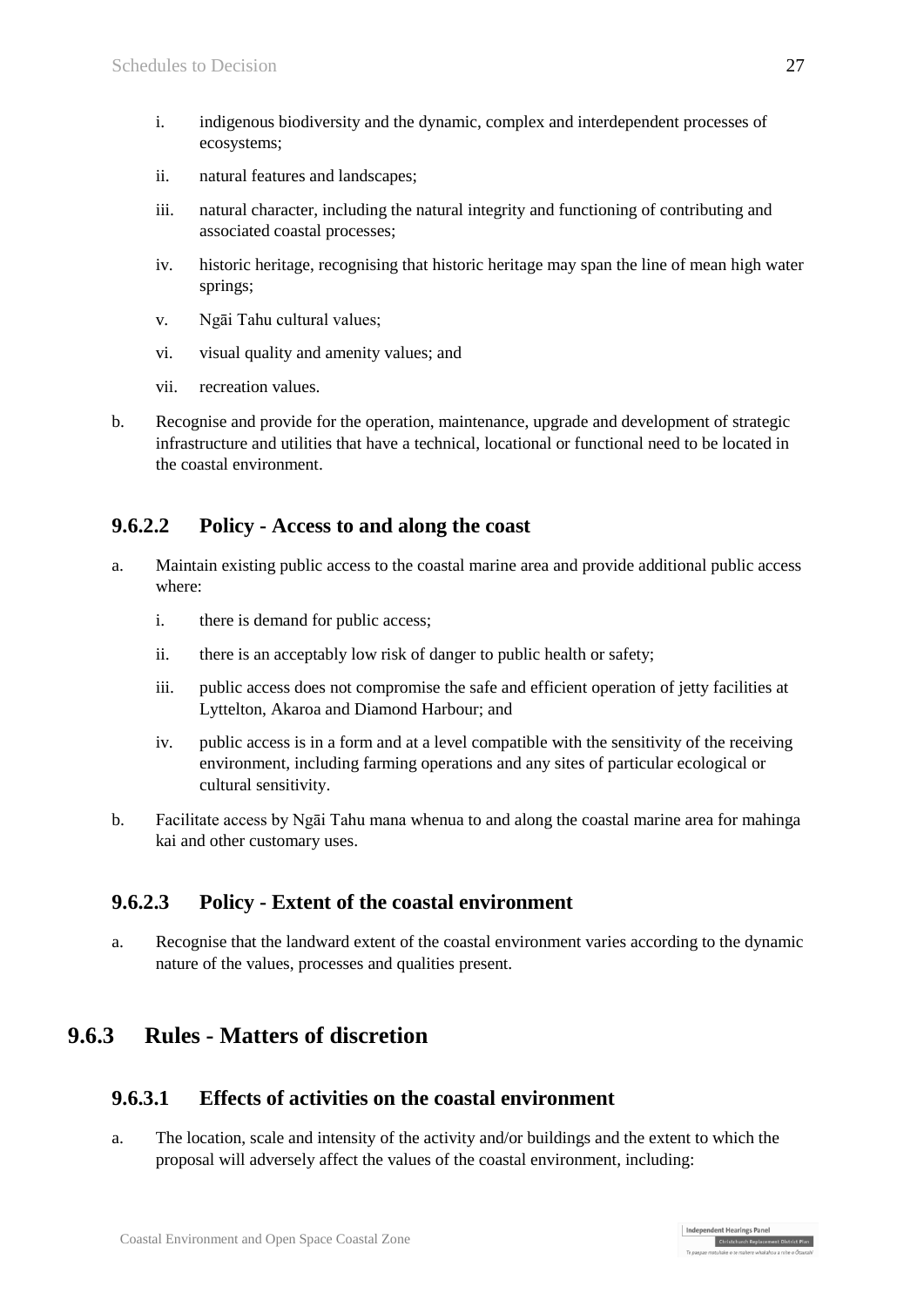i. indigenous biodiversity and the dynamic, complex and interdependent processes of ecosystems;

ii. natural features and landscapes;

iii. natural character, including the natural integrity and functioning of contributing and associated coastal processes;

iv. historic heritage, recognising that historic heritage may span the line of mean high water springs;

v. Ngāi Tahu cultural values;

vi. visual quality and amenity values; and

vii. recreation values.

b. Recognise and provide for the operation, maintenance, upgrade and development of strategic infrastructure and utilities that have a technical, locational or functional need to be located in the coastal environment.

### 9.6.2.2 Policy - Access to and along the coast

a. Maintain existing public access to the coastal marine area and provide additional public access where:

i. there is demand for public access;

ii. there is an acceptably low risk of danger to public health or safety;

iii. public access does not compromise the safe and efficient operation of jetty facilities at Lyttelton, Akaroa and Diamond Harbour; and

iv. public access is in a form and at a level compatible with the sensitivity of the receiving environment, including farming operations and any sites of particular ecological or cultural sensitivity.

b. Facilitate access by Ngāi Tahu mana whenua to and along the coastal marine area for mahinga kai and other customary uses.

### 9.6.2.3 Policy - Extent of the coastal environment

a. Recognise that the landward extent of the coastal environment varies according to the dynamic nature of the values, processes and qualities present.

## 9.6.3 Rules - Matters of discretion

### 9.6.3.1 Effects of activities on the coastal environment

a. The location, scale and intensity of the activity and/or buildings and the extent to which the proposal will adversely affect the values of the coastal environment, including: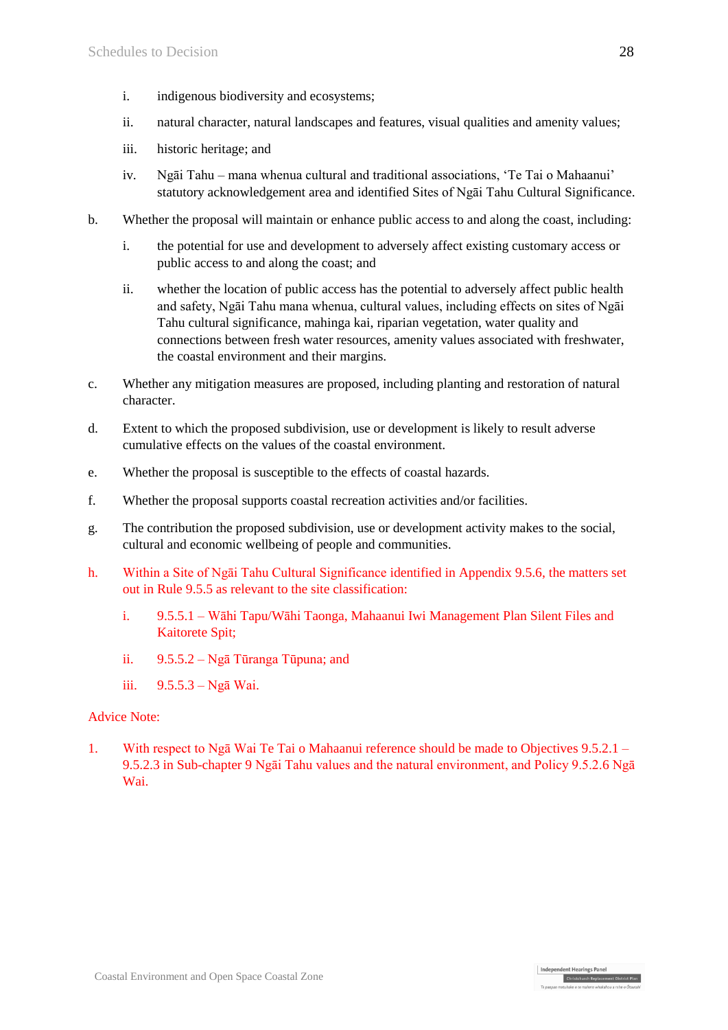i. indigenous biodiversity and ecosystems;

ii. natural character, natural landscapes and features, visual qualities and amenity values;

iii. historic heritage; and

iv. Ngāi Tahu – mana whenua cultural and traditional associations, 'Te Tai o Mahaanui' statutory acknowledgement area and identified Sites of Ngāi Tahu Cultural Significance.

b. Whether the proposal will maintain or enhance public access to and along the coast, including:

i. the potential for use and development to adversely affect existing customary access or public access to and along the coast; and

ii. whether the location of public access has the potential to adversely affect public health and safety, Ngāi Tahu mana whenua, cultural values, including effects on sites of Ngāi Tahu cultural significance, mahinga kai, riparian vegetation, water quality and connections between fresh water resources, amenity values associated with freshwater, the coastal environment and their margins.

c. Whether any mitigation measures are proposed, including planting and restoration of natural character.

d. Extent to which the proposed subdivision, use or development is likely to result adverse cumulative effects on the values of the coastal environment.

e. Whether the proposal is susceptible to the effects of coastal hazards.

f. Whether the proposal supports coastal recreation activities and/or facilities.

g. The contribution the proposed subdivision, use or development activity makes to the social, cultural and economic wellbeing of people and communities.

h. Within a Site of Ngāi Tahu Cultural Significance identified in Appendix 9.5.6, the matters set out in Rule 9.5.5 as relevant to the site classification:

i. 9.5.5.1 – Wāhi Tapu/Wāhi Taonga, Mahaanui Iwi Management Plan Silent Files and Kaitorete Spit;

ii. 9.5.5.2 – Ngā Tūranga Tūpuna; and

iii. 9.5.5.3 – Ngā Wai.

Advice Note:

1. With respect to Ngā Wai Te Tai o Mahaanui reference should be made to Objectives 9.5.2.1 – 9.5.2.3 in Sub-chapter 9 Ngāi Tahu values and the natural environment, and Policy 9.5.2.6 Ngā Wai.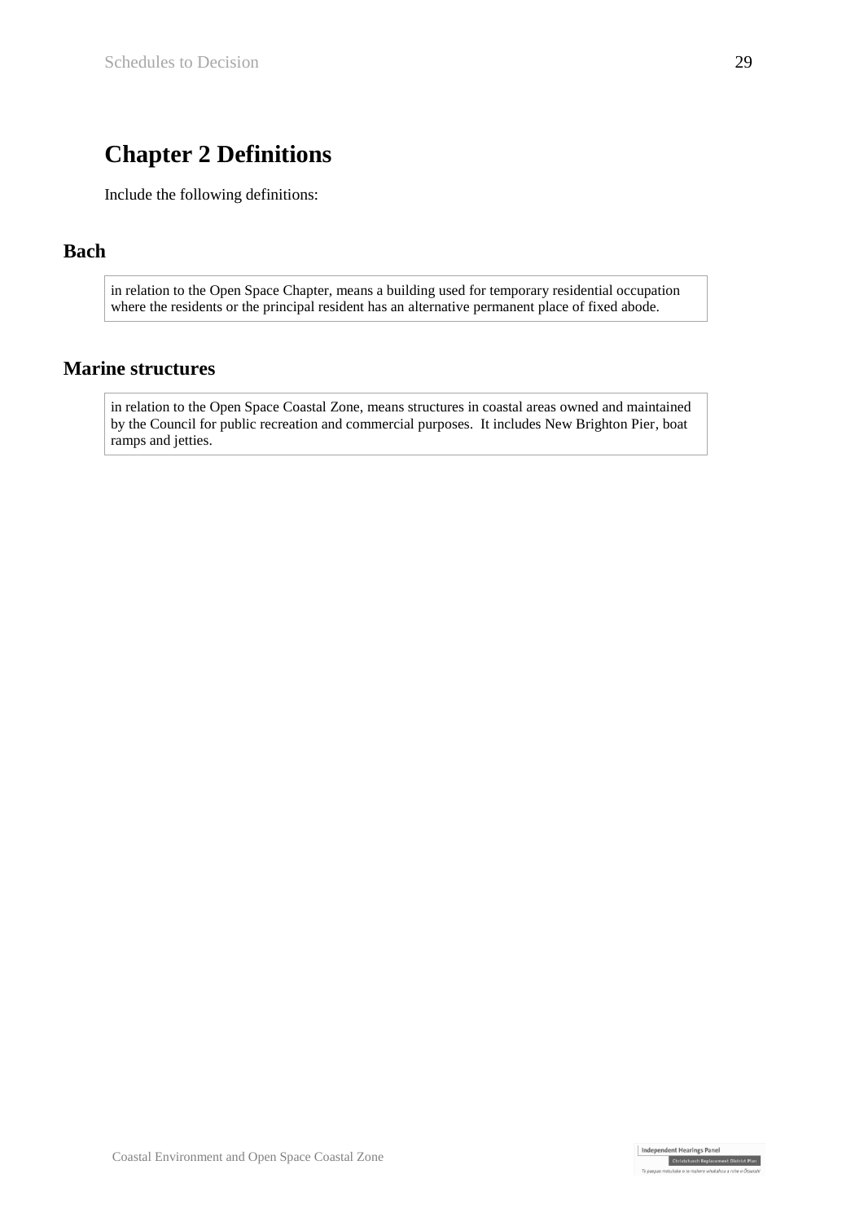# Chapter 2 Definitions

Include the following definitions:

## Bach

in relation to the Open Space Chapter, means a building used for temporary residential occupation where the residents or the principal resident has an alternative permanent place of fixed abode.

## Marine structures

in relation to the Open Space Coastal Zone, means structures in coastal areas owned and maintained by the Council for public recreation and commercial purposes. It includes New Brighton Pier, boat ramps and jetties.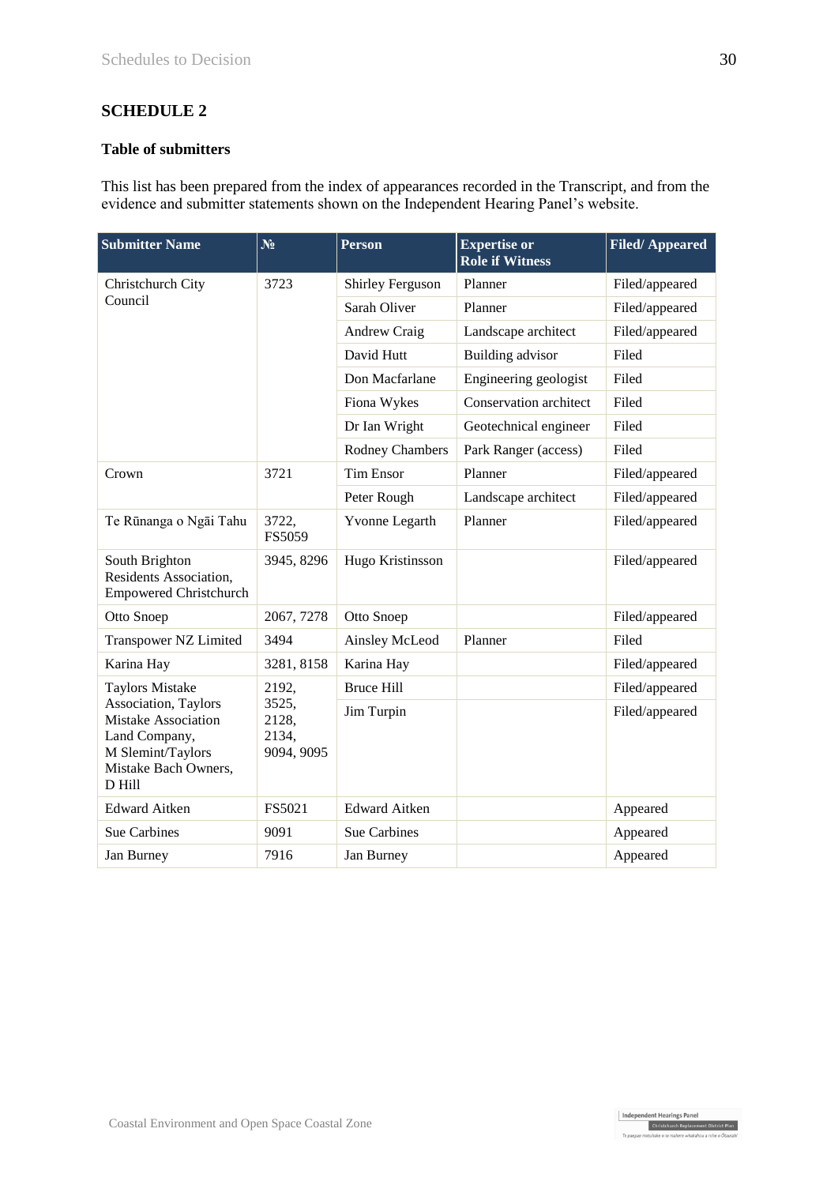## SCHEDULE 2

### Table of submitters

This list has been prepared from the index of appearances recorded in the Transcript, and from the evidence and submitter statements shown on the Independent Hearing Panel's website.

| Submitter Name | № | Person | Expertise or Role if Witness | Filed/ Appeared |
|---|---|---|---|---|
| Christchurch City Council | 3723 | Shirley Ferguson | Planner | Filed/appeared |
| | | Sarah Oliver | Planner | Filed/appeared |
| | | Andrew Craig | Landscape architect | Filed/appeared |
| | | David Hutt | Building advisor | Filed |
| | | Don Macfarlane | Engineering geologist | Filed |
| | | Fiona Wykes | Conservation architect | Filed |
| | | Dr Ian Wright | Geotechnical engineer | Filed |
| | | Rodney Chambers | Park Ranger (access) | Filed |
| Crown | 3721 | Tim Ensor | Planner | Filed/appeared |
| | | Peter Rough | Landscape architect | Filed/appeared |
| Te Rūnanga o Ngāi Tahu | 3722, FS5059 | Yvonne Legarth | Planner | Filed/appeared |
| South Brighton Residents Association, Empowered Christchurch | 3945, 8296 | Hugo Kristinsson | | Filed/appeared |
| Otto Snoep | 2067, 7278 | Otto Snoep | | Filed/appeared |
| Transpower NZ Limited | 3494 | Ainsley McLeod | Planner | Filed |
| Karina Hay | 3281, 8158 | Karina Hay | | Filed/appeared |
| Taylors Mistake Association, Taylors Mistake Association Land Company, M Slemint/Taylors Mistake Bach Owners, D Hill | 2192, 3525, 2128, 2134, 9094, 9095 | Bruce Hill | | Filed/appeared |
| | | Jim Turpin | | Filed/appeared |
| Edward Aitken | FS5021 | Edward Aitken | | Appeared |
| Sue Carbines | 9091 | Sue Carbines | | Appeared |
| Jan Burney | 7916 | Jan Burney | | Appeared |